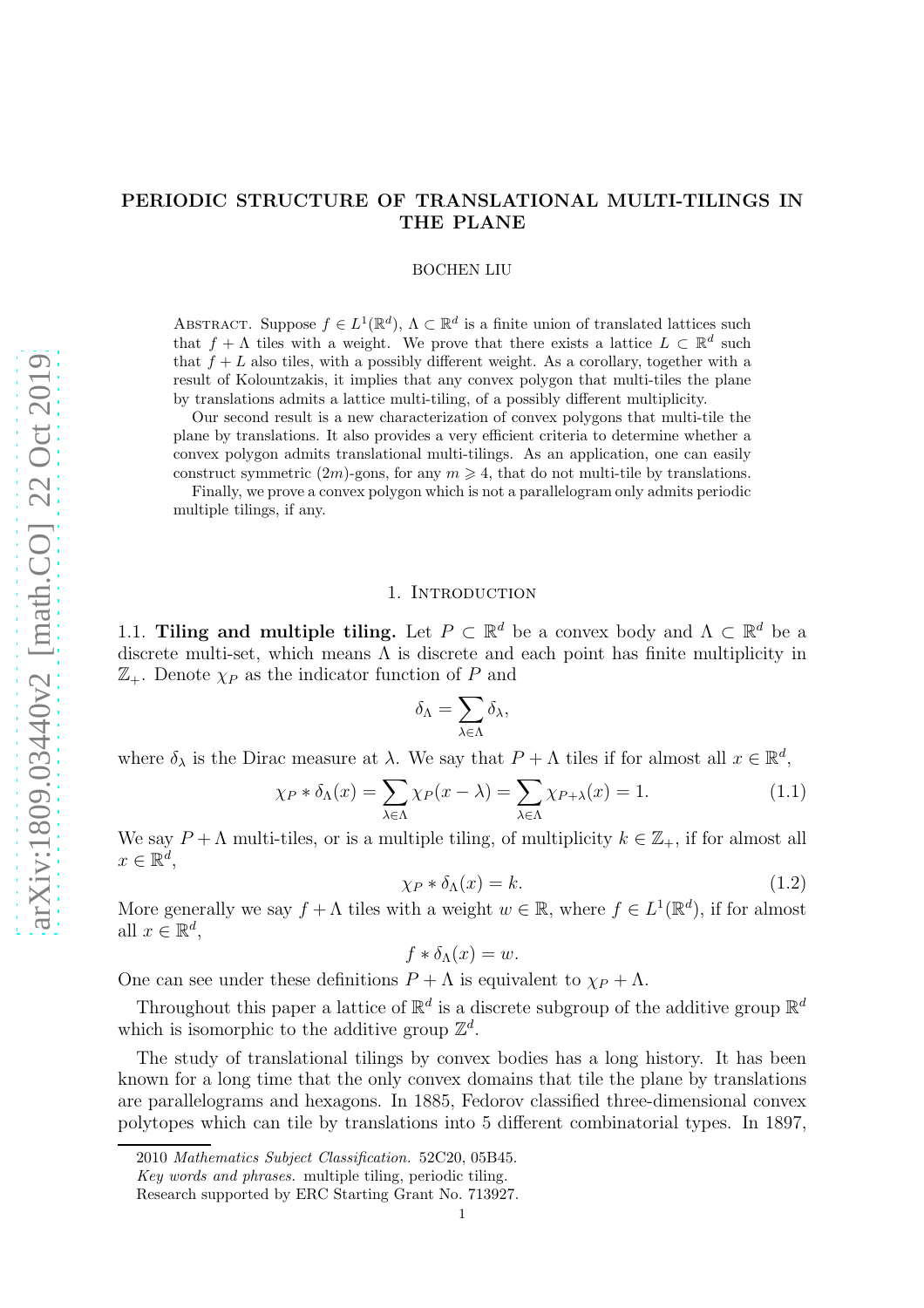# PERIODIC STRUCTURE OF TRANSLATIONAL MULTI-TILINGS IN THE PLANE

BOCHEN LIU

Abstract. Suppose $f \in L^1(\mathbb{R}^d)$, $\Lambda \subset \mathbb{R}^d$ is a finite union of translated lattices such that $f + \Lambda$ tiles with a weight. We prove that there exists a lattice $L \subset \mathbb{R}^d$ such that $f + L$ also tiles, with a possibly different weight. As a corollary, together with a result of Kolountzakis, it implies that any convex polygon that multi-tiles the plane by translations admits a lattice multi-tiling, of a possibly different multiplicity.

Our second result is a new characterization of convex polygons that multi-tile the plane by translations. It also provides a very efficient criteria to determine whether a convex polygon admits translational multi-tilings. As an application, one can easily construct symmetric $(2m)$-gons, for any $m \geqslant 4$, that do not multi-tile by translations.

Finally, we prove a convex polygon which is not a parallelogram only admits periodic multiple tilings, if any.

## 1. Introduction

**1.1. Tiling and multiple tiling.** Let $P \subset \mathbb{R}^d$ be a convex body and $\Lambda \subset \mathbb{R}^d$ be a discrete multi-set, which means $\Lambda$ is discrete and each point has finite multiplicity in $\mathbb{Z}_+$. Denote $\chi_P$ as the indicator function of $P$ and

$$\delta_\Lambda = \sum_{\lambda \in \Lambda} \delta_\lambda,$$

where $\delta_\lambda$ is the Dirac measure at $\lambda$. We say that $P + \Lambda$ tiles if for almost all $x \in \mathbb{R}^d$,

$$\chi_P * \delta_\Lambda(x) = \sum_{\lambda \in \Lambda} \chi_P(x - \lambda) = \sum_{\lambda \in \Lambda} \chi_{P+\lambda}(x) = 1. \tag{1.1}$$

We say $P + \Lambda$ multi-tiles, or is a multiple tiling, of multiplicity $k \in \mathbb{Z}_+$, if for almost all $x \in \mathbb{R}^d$,

$$\chi_P * \delta_\Lambda(x) = k. \tag{1.2}$$

More generally we say $f + \Lambda$ tiles with a weight $w \in \mathbb{R}$, where $f \in L^1(\mathbb{R}^d)$, if for almost all $x \in \mathbb{R}^d$,

$$f * \delta_\Lambda(x) = w.$$

One can see under these definitions $P + \Lambda$ is equivalent to $\chi_P + \Lambda$.

Throughout this paper a lattice of $\mathbb{R}^d$ is a discrete subgroup of the additive group $\mathbb{R}^d$ which is isomorphic to the additive group $\mathbb{Z}^d$.

The study of translational tilings by convex bodies has a long history. It has been known for a long time that the only convex domains that tile the plane by translations are parallelograms and hexagons. In 1885, Fedorov classified three-dimensional convex polytopes which can tile by translations into 5 different combinatorial types. In 1897,

---

2010 *Mathematics Subject Classification.* 52C20, 05B45.

*Key words and phrases.* multiple tiling, periodic tiling.

Research supported by ERC Starting Grant No. 713927.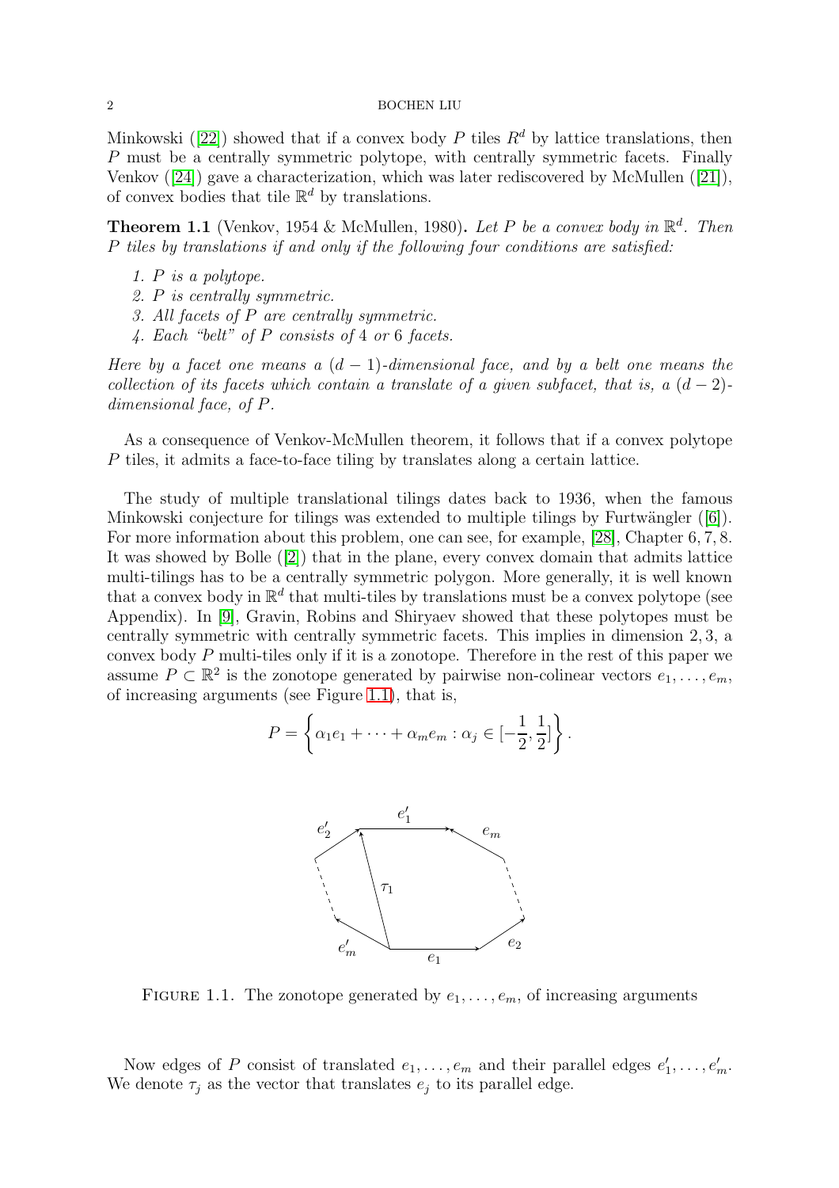Minkowski ([22]) showed that if a convex body $P$ tiles $R^d$ by lattice translations, then $P$ must be a centrally symmetric polytope, with centrally symmetric facets. Finally Venkov ([24]) gave a characterization, which was later rediscovered by McMullen ([21]), of convex bodies that tile $\mathbb{R}^d$ by translations.

**Theorem 1.1** (Venkov, 1954 & McMullen, 1980)**.** *Let $P$ be a convex body in $\mathbb{R}^d$. Then $P$ tiles by translations if and only if the following four conditions are satisfied:*

1. *$P$ is a polytope.*
2. *$P$ is centrally symmetric.*
3. *All facets of $P$ are centrally symmetric.*
4. *Each "belt" of $P$ consists of 4 or 6 facets.*

*Here by a facet one means a $(d-1)$-dimensional face, and by a belt one means the collection of its facets which contain a translate of a given subfacet, that is, a $(d-2)$-dimensional face, of $P$.*

As a consequence of Venkov-McMullen theorem, it follows that if a convex polytope $P$ tiles, it admits a face-to-face tiling by translates along a certain lattice.

The study of multiple translational tilings dates back to 1936, when the famous Minkowski conjecture for tilings was extended to multiple tilings by Furtwängler ([6]). For more information about this problem, one can see, for example, [28], Chapter 6, 7, 8. It was showed by Bolle ([2]) that in the plane, every convex domain that admits lattice multi-tilings has to be a centrally symmetric polygon. More generally, it is well known that a convex body in $\mathbb{R}^d$ that multi-tiles by translations must be a convex polytope (see Appendix). In [9], Gravin, Robins and Shiryaev showed that these polytopes must be centrally symmetric with centrally symmetric facets. This implies in dimension 2, 3, a convex body $P$ multi-tiles only if it is a zonotope. Therefore in the rest of this paper we assume $P \subset \mathbb{R}^2$ is the zonotope generated by pairwise non-colinear vectors $e_1, \dots, e_m$, of increasing arguments (see Figure 1.1), that is,

$$P = \left\{ \alpha_1 e_1 + \cdots + \alpha_m e_m : \alpha_j \in [-\frac{1}{2}, \frac{1}{2}] \right\}.$$

FIGURE 1.1. The zonotope generated by $e_1, \dots, e_m$, of increasing arguments

Now edges of $P$ consist of translated $e_1, \dots, e_m$ and their parallel edges $e_1', \dots, e_m'$. We denote $\tau_j$ as the vector that translates $e_j$ to its parallel edge.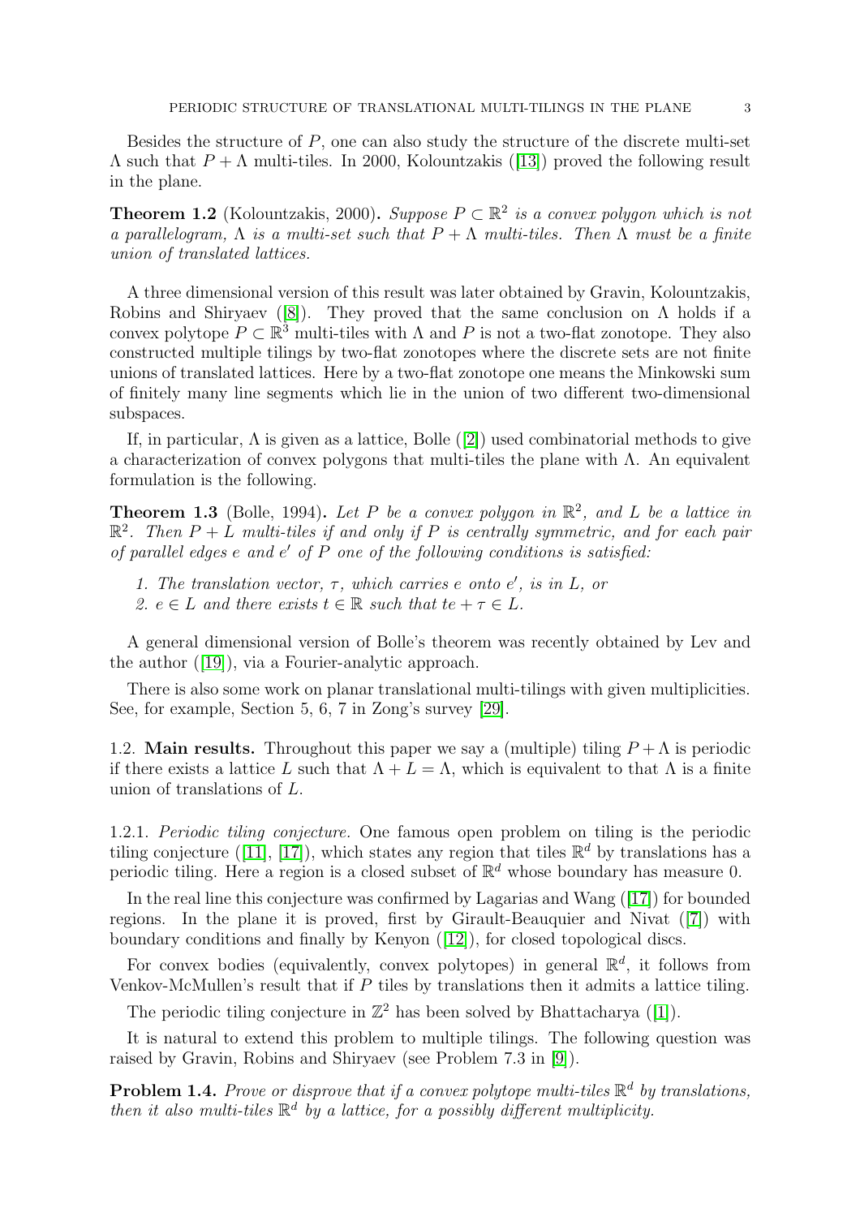Besides the structure of $P$, one can also study the structure of the discrete multi-set $\Lambda$ such that $P + \Lambda$ multi-tiles. In 2000, Kolountzakis ([13]) proved the following result in the plane.

**Theorem 1.2** (Kolountzakis, 2000)**.** *Suppose $P \subset \mathbb{R}^2$ is a convex polygon which is not a parallelogram, $\Lambda$ is a multi-set such that $P + \Lambda$ multi-tiles. Then $\Lambda$ must be a finite union of translated lattices.*

A three dimensional version of this result was later obtained by Gravin, Kolountzakis, Robins and Shiryaev ([8]). They proved that the same conclusion on $\Lambda$ holds if a convex polytope $P \subset \mathbb{R}^3$ multi-tiles with $\Lambda$ and $P$ is not a two-flat zonotope. They also constructed multiple tilings by two-flat zonotopes where the discrete sets are not finite unions of translated lattices. Here by a two-flat zonotope one means the Minkowski sum of finitely many line segments which lie in the union of two different two-dimensional subspaces.

If, in particular, $\Lambda$ is given as a lattice, Bolle ([2]) used combinatorial methods to give a characterization of convex polygons that multi-tiles the plane with $\Lambda$. An equivalent formulation is the following.

**Theorem 1.3** (Bolle, 1994)**.** *Let $P$ be a convex polygon in $\mathbb{R}^2$, and $L$ be a lattice in $\mathbb{R}^2$. Then $P + L$ multi-tiles if and only if $P$ is centrally symmetric, and for each pair of parallel edges $e$ and $e'$ of $P$ one of the following conditions is satisfied:*

1. *The translation vector, $\tau$, which carries $e$ onto $e'$, is in $L$, or*
2. *$e \in L$ and there exists $t \in \mathbb{R}$ such that $te + \tau \in L$.*

A general dimensional version of Bolle's theorem was recently obtained by Lev and the author ([19]), via a Fourier-analytic approach.

There is also some work on planar translational multi-tilings with given multiplicities. See, for example, Section 5, 6, 7 in Zong's survey [29].

1.2. **Main results.** Throughout this paper we say a (multiple) tiling $P + \Lambda$ is periodic if there exists a lattice $L$ such that $\Lambda + L = \Lambda$, which is equivalent to that $\Lambda$ is a finite union of translations of $L$.

1.2.1. *Periodic tiling conjecture.* One famous open problem on tiling is the periodic tiling conjecture ([11], [17]), which states any region that tiles $\mathbb{R}^d$ by translations has a periodic tiling. Here a region is a closed subset of $\mathbb{R}^d$ whose boundary has measure 0.

In the real line this conjecture was confirmed by Lagarias and Wang ([17]) for bounded regions. In the plane it is proved, first by Girault-Beauquier and Nivat ([7]) with boundary conditions and finally by Kenyon ([12]), for closed topological discs.

For convex bodies (equivalently, convex polytopes) in general $\mathbb{R}^d$, it follows from Venkov-McMullen's result that if $P$ tiles by translations then it admits a lattice tiling.

The periodic tiling conjecture in $\mathbb{Z}^2$ has been solved by Bhattacharya ([1]).

It is natural to extend this problem to multiple tilings. The following question was raised by Gravin, Robins and Shiryaev (see Problem 7.3 in [9]).

**Problem 1.4.** *Prove or disprove that if a convex polytope multi-tiles $\mathbb{R}^d$ by translations, then it also multi-tiles $\mathbb{R}^d$ by a lattice, for a possibly different multiplicity.*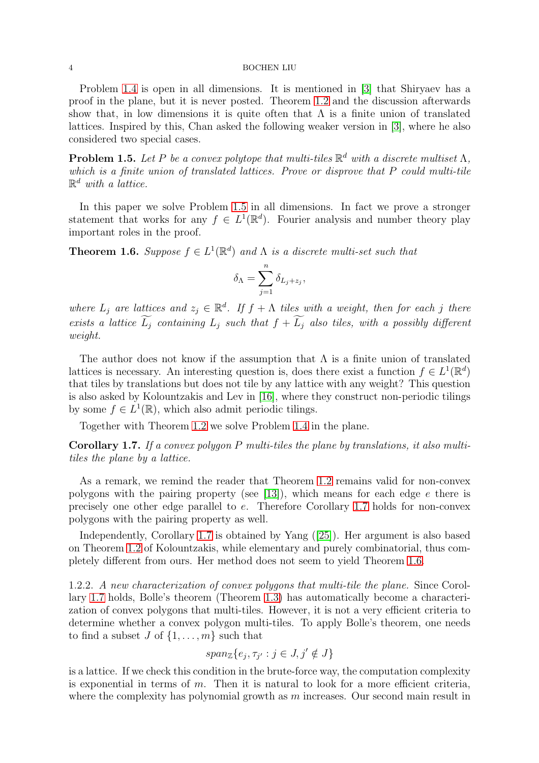Problem 1.4 is open in all dimensions. It is mentioned in [3] that Shiryaev has a proof in the plane, but it is never posted. Theorem 1.2 and the discussion afterwards show that, in low dimensions it is quite often that $\Lambda$ is a finite union of translated lattices. Inspired by this, Chan asked the following weaker version in [3], where he also considered two special cases.

**Problem 1.5.** *Let $P$ be a convex polytope that multi-tiles $\mathbb{R}^d$ with a discrete multiset $\Lambda$, which is a finite union of translated lattices. Prove or disprove that $P$ could multi-tile $\mathbb{R}^d$ with a lattice.*

In this paper we solve Problem 1.5 in all dimensions. In fact we prove a stronger statement that works for any $f \in L^1(\mathbb{R}^d)$. Fourier analysis and number theory play important roles in the proof.

**Theorem 1.6.** *Suppose $f \in L^1(\mathbb{R}^d)$ and $\Lambda$ is a discrete multi-set such that*

$$\delta_\Lambda = \sum_{j=1}^{n} \delta_{L_j + z_j},$$

*where $L_j$ are lattices and $z_j \in \mathbb{R}^d$. If $f + \Lambda$ tiles with a weight, then for each $j$ there exists a lattice $\widetilde{L_j}$ containing $L_j$ such that $f + \widetilde{L_j}$ also tiles, with a possibly different weight.*

The author does not know if the assumption that $\Lambda$ is a finite union of translated lattices is necessary. An interesting question is, does there exist a function $f \in L^1(\mathbb{R}^d)$ that tiles by translations but does not tile by any lattice with any weight? This question is also asked by Kolountzakis and Lev in [16], where they construct non-periodic tilings by some $f \in L^1(\mathbb{R})$, which also admit periodic tilings.

Together with Theorem 1.2 we solve Problem 1.4 in the plane.

**Corollary 1.7.** *If a convex polygon $P$ multi-tiles the plane by translations, it also multi-tiles the plane by a lattice.*

As a remark, we remind the reader that Theorem 1.2 remains valid for non-convex polygons with the pairing property (see [13]), which means for each edge $e$ there is precisely one other edge parallel to $e$. Therefore Corollary 1.7 holds for non-convex polygons with the pairing property as well.

Independently, Corollary 1.7 is obtained by Yang ([25]). Her argument is also based on Theorem 1.2 of Kolountzakis, while elementary and purely combinatorial, thus completely different from ours. Her method does not seem to yield Theorem 1.6.

1.2.2. *A new characterization of convex polygons that multi-tile the plane.* Since Corollary 1.7 holds, Bolle's theorem (Theorem 1.3) has automatically become a characterization of convex polygons that multi-tiles. However, it is not a very efficient criteria to determine whether a convex polygon multi-tiles. To apply Bolle's theorem, one needs to find a subset $J$ of $\{1, \dots, m\}$ such that

$$span_{\mathbb{Z}}\{e_j, \tau_{j'} : j \in J, j' \notin J\}$$

is a lattice. If we check this condition in the brute-force way, the computation complexity is exponential in terms of $m$. Then it is natural to look for a more efficient criteria, where the complexity has polynomial growth as $m$ increases. Our second main result in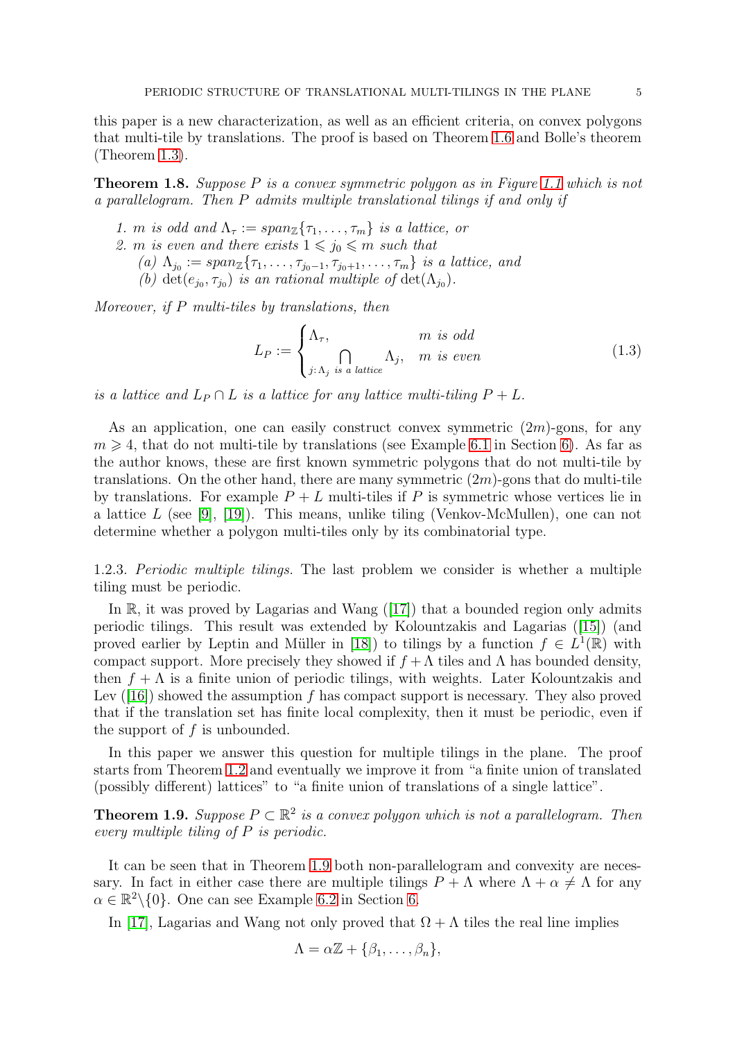this paper is a new characterization, as well as an efficient criteria, on convex polygons that multi-tile by translations. The proof is based on Theorem 1.6 and Bolle's theorem (Theorem 1.3).

**Theorem 1.8.** *Suppose $P$ is a convex symmetric polygon as in Figure 1.1 which is not a parallelogram. Then $P$ admits multiple translational tilings if and only if*

1. *$m$ is odd and $\Lambda_\tau := span_{\mathbb{Z}}\{\tau_1, \dots, \tau_m\}$ is a lattice, or*
2. *$m$ is even and there exists $1 \leqslant j_0 \leqslant m$ such that*
   - *(a) $\Lambda_{j_0} := span_{\mathbb{Z}}\{\tau_1, \dots, \tau_{j_0-1}, \tau_{j_0+1}, \dots, \tau_m\}$ is a lattice, and*
   - *(b) $\det(e_{j_0}, \tau_{j_0})$ is an rational multiple of $\det(\Lambda_{j_0})$.*

*Moreover, if $P$ multi-tiles by translations, then*

$$L_P := \begin{cases} \Lambda_\tau, & m \text{ is odd} \\ \bigcap\limits_{j:\Lambda_j \text{ is a lattice}} \Lambda_j, & m \text{ is even} \end{cases} \tag{1.3}$$

*is a lattice and $L_P \cap L$ is a lattice for any lattice multi-tiling $P + L$.*

As an application, one can easily construct convex symmetric $(2m)$-gons, for any $m \geqslant 4$, that do not multi-tile by translations (see Example 6.1 in Section 6). As far as the author knows, these are first known symmetric polygons that do not multi-tile by translations. On the other hand, there are many symmetric $(2m)$-gons that do multi-tile by translations. For example $P + L$ multi-tiles if $P$ is symmetric whose vertices lie in a lattice $L$ (see [9], [19]). This means, unlike tiling (Venkov-McMullen), one can not determine whether a polygon multi-tiles only by its combinatorial type.

1.2.3. *Periodic multiple tilings.* The last problem we consider is whether a multiple tiling must be periodic.

In $\mathbb{R}$, it was proved by Lagarias and Wang ([17]) that a bounded region only admits periodic tilings. This result was extended by Kolountzakis and Lagarias ([15]) (and proved earlier by Leptin and Müller in [18]) to tilings by a function $f \in L^1(\mathbb{R})$ with compact support. More precisely they showed if $f + \Lambda$ tiles and $\Lambda$ has bounded density, then $f + \Lambda$ is a finite union of periodic tilings, with weights. Later Kolountzakis and Lev ([16]) showed the assumption $f$ has compact support is necessary. They also proved that if the translation set has finite local complexity, then it must be periodic, even if the support of $f$ is unbounded.

In this paper we answer this question for multiple tilings in the plane. The proof starts from Theorem 1.2 and eventually we improve it from "a finite union of translated (possibly different) lattices" to "a finite union of translations of a single lattice".

**Theorem 1.9.** *Suppose $P \subset \mathbb{R}^2$ is a convex polygon which is not a parallelogram. Then every multiple tiling of $P$ is periodic.*

It can be seen that in Theorem 1.9 both non-parallelogram and convexity are necessary. In fact in either case there are multiple tilings $P + \Lambda$ where $\Lambda + \alpha \neq \Lambda$ for any $\alpha \in \mathbb{R}^2 \backslash \{0\}$. One can see Example 6.2 in Section 6.

In [17], Lagarias and Wang not only proved that $\Omega + \Lambda$ tiles the real line implies

$$\Lambda = \alpha\mathbb{Z} + \{\beta_1, \dots, \beta_n\},$$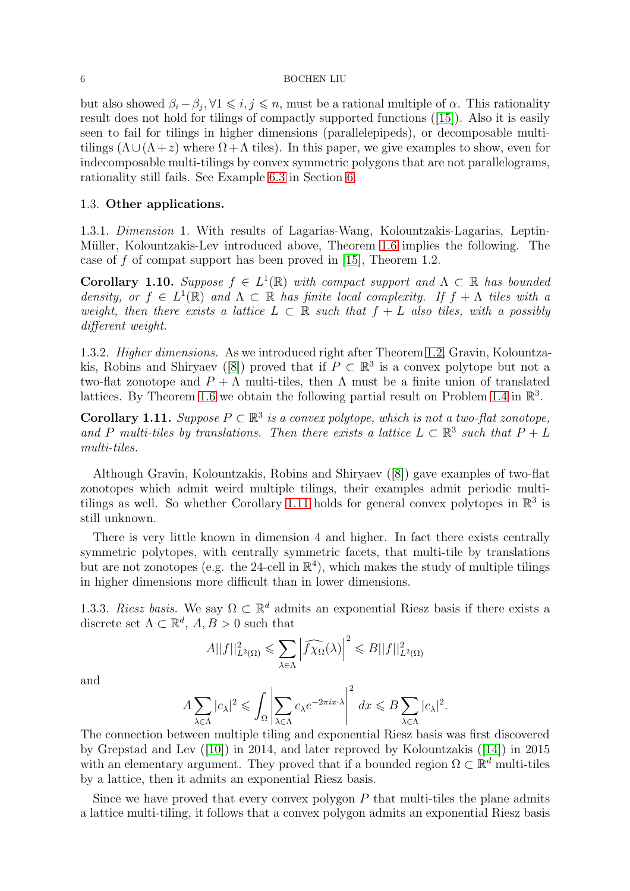but also showed $\beta_i - \beta_j, \forall 1 \leqslant i, j \leqslant n$, must be a rational multiple of $\alpha$. This rationality result does not hold for tilings of compactly supported functions ([15]). Also it is easily seen to fail for tilings in higher dimensions (parallelepipeds), or decomposable multi-tilings ($\Lambda \cup (\Lambda + z)$ where $\Omega + \Lambda$ tiles). In this paper, we give examples to show, even for indecomposable multi-tilings by convex symmetric polygons that are not parallelograms, rationality still fails. See Example 6.3 in Section 6.

### 1.3. **Other applications.**

1.3.1. *Dimension* 1. With results of Lagarias-Wang, Kolountzakis-Lagarias, Leptin-Müller, Kolountzakis-Lev introduced above, Theorem 1.6 implies the following. The case of $f$ of compat support has been proved in [15], Theorem 1.2.

**Corollary 1.10.** *Suppose $f \in L^1(\mathbb{R})$ with compact support and $\Lambda \subset \mathbb{R}$ has bounded density, or $f \in L^1(\mathbb{R})$ and $\Lambda \subset \mathbb{R}$ has finite local complexity. If $f + \Lambda$ tiles with a weight, then there exists a lattice $L \subset \mathbb{R}$ such that $f + L$ also tiles, with a possibly different weight.*

1.3.2. *Higher dimensions.* As we introduced right after Theorem 1.2, Gravin, Kolountzakis, Robins and Shiryaev ([8]) proved that if $P \subset \mathbb{R}^3$ is a convex polytope but not a two-flat zonotope and $P + \Lambda$ multi-tiles, then $\Lambda$ must be a finite union of translated lattices. By Theorem 1.6 we obtain the following partial result on Problem 1.4 in $\mathbb{R}^3$.

**Corollary 1.11.** *Suppose $P \subset \mathbb{R}^3$ is a convex polytope, which is not a two-flat zonotope, and $P$ multi-tiles by translations. Then there exists a lattice $L \subset \mathbb{R}^3$ such that $P + L$ multi-tiles.*

Although Gravin, Kolountzakis, Robins and Shiryaev ([8]) gave examples of two-flat zonotopes which admit weird multiple tilings, their examples admit periodic multi-tilings as well. So whether Corollary 1.11 holds for general convex polytopes in $\mathbb{R}^3$ is still unknown.

There is very little known in dimension 4 and higher. In fact there exists centrally symmetric polytopes, with centrally symmetric facets, that multi-tile by translations but are not zonotopes (e.g. the 24-cell in $\mathbb{R}^4$), which makes the study of multiple tilings in higher dimensions more difficult than in lower dimensions.

1.3.3. *Riesz basis.* We say $\Omega \subset \mathbb{R}^d$ admits an exponential Riesz basis if there exists a discrete set $\Lambda \subset \mathbb{R}^d$, $A, B > 0$ such that

$$A||f||^2_{L^2(\Omega)} \leqslant \sum_{\lambda \in \Lambda} \left| \widehat{f\chi_\Omega}(\lambda) \right|^2 \leqslant B||f||^2_{L^2(\Omega)}$$

and

$$A \sum_{\lambda \in \Lambda} |c_\lambda|^2 \leqslant \int_\Omega \left| \sum_{\lambda \in \Lambda} c_\lambda e^{-2\pi i x \cdot \lambda} \right|^2 dx \leqslant B \sum_{\lambda \in \Lambda} |c_\lambda|^2.$$

The connection between multiple tiling and exponential Riesz basis was first discovered by Grepstad and Lev ([10]) in 2014, and later reproved by Kolountzakis ([14]) in 2015 with an elementary argument. They proved that if a bounded region $\Omega \subset \mathbb{R}^d$ multi-tiles by a lattice, then it admits an exponential Riesz basis.

Since we have proved that every convex polygon $P$ that multi-tiles the plane admits a lattice multi-tiling, it follows that a convex polygon admits an exponential Riesz basis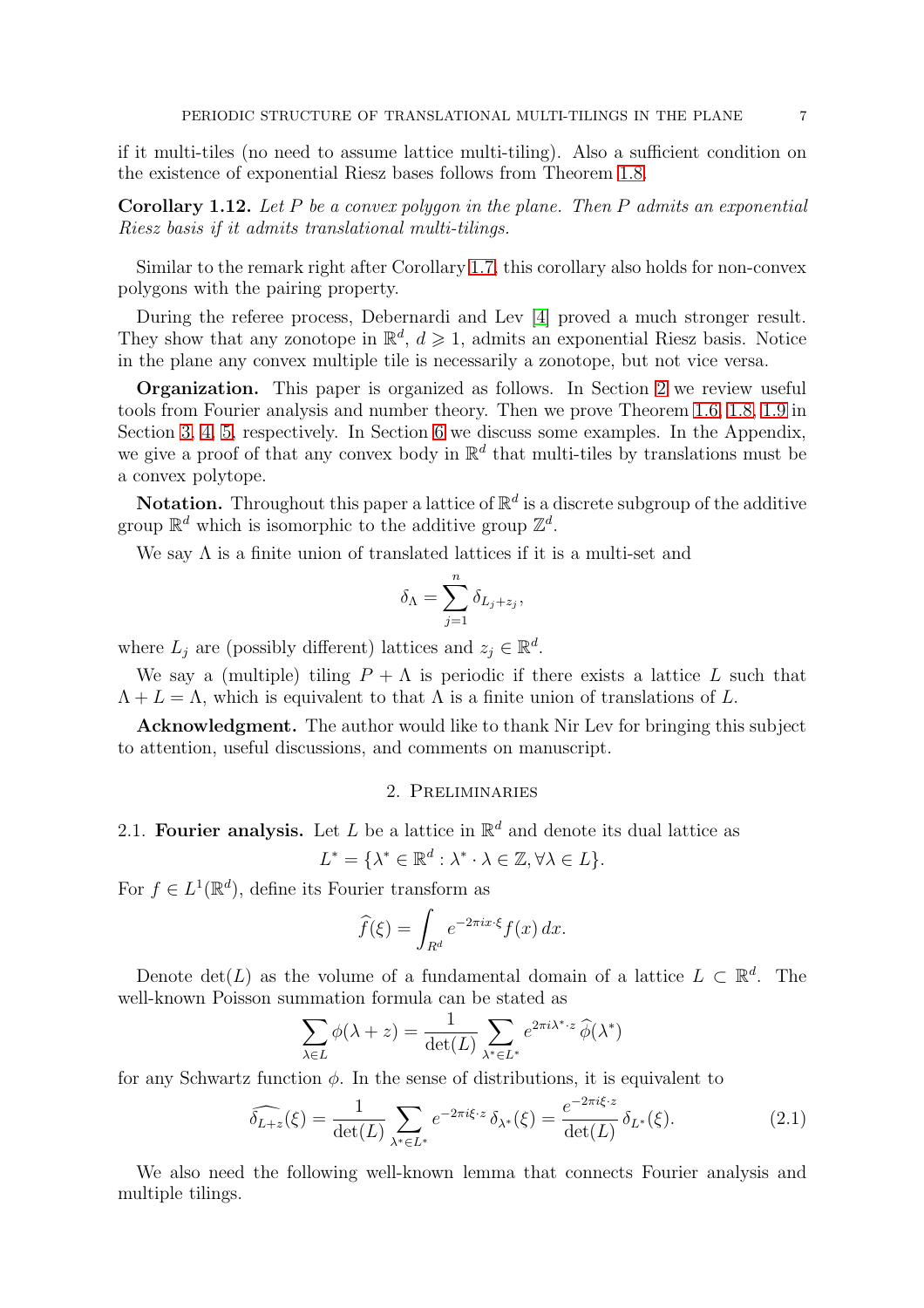if it multi-tiles (no need to assume lattice multi-tiling). Also a sufficient condition on the existence of exponential Riesz bases follows from Theorem 1.8.

**Corollary 1.12.** *Let $P$ be a convex polygon in the plane. Then $P$ admits an exponential Riesz basis if it admits translational multi-tilings.*

Similar to the remark right after Corollary 1.7, this corollary also holds for non-convex polygons with the pairing property.

During the referee process, Debernardi and Lev [4] proved a much stronger result. They show that any zonotope in $\mathbb{R}^d$, $d \geqslant 1$, admits an exponential Riesz basis. Notice in the plane any convex multiple tile is necessarily a zonotope, but not vice versa.

**Organization.** This paper is organized as follows. In Section 2 we review useful tools from Fourier analysis and number theory. Then we prove Theorem 1.6, 1.8, 1.9 in Section 3, 4, 5, respectively. In Section 6 we discuss some examples. In the Appendix, we give a proof of that any convex body in $\mathbb{R}^d$ that multi-tiles by translations must be a convex polytope.

**Notation.** Throughout this paper a lattice of $\mathbb{R}^d$ is a discrete subgroup of the additive group $\mathbb{R}^d$ which is isomorphic to the additive group $\mathbb{Z}^d$.

We say $\Lambda$ is a finite union of translated lattices if it is a multi-set and

$$\delta_\Lambda = \sum_{j=1}^{n} \delta_{L_j + z_j},$$

where $L_j$ are (possibly different) lattices and $z_j \in \mathbb{R}^d$.

We say a (multiple) tiling $P + \Lambda$ is periodic if there exists a lattice $L$ such that $\Lambda + L = \Lambda$, which is equivalent to that $\Lambda$ is a finite union of translations of $L$.

**Acknowledgment.** The author would like to thank Nir Lev for bringing this subject to attention, useful discussions, and comments on manuscript.

## 2. Preliminaries

### 2.1. Fourier analysis.

Let $L$ be a lattice in $\mathbb{R}^d$ and denote its dual lattice as

$$L^* = \{\lambda^* \in \mathbb{R}^d : \lambda^* \cdot \lambda \in \mathbb{Z}, \forall \lambda \in L\}.$$

For $f \in L^1(\mathbb{R}^d)$, define its Fourier transform as

$$\widehat{f}(\xi) = \int_{R^d} e^{-2\pi i x \cdot \xi} f(x)\, dx.$$

Denote $\det(L)$ as the volume of a fundamental domain of a lattice $L \subset \mathbb{R}^d$. The well-known Poisson summation formula can be stated as

$$\sum_{\lambda \in L} \phi(\lambda + z) = \frac{1}{\det(L)} \sum_{\lambda^* \in L^*} e^{2\pi i \lambda^* \cdot z}\, \widehat{\phi}(\lambda^*)$$

for any Schwartz function $\phi$. In the sense of distributions, it is equivalent to

$$\widehat{\delta_{L+z}}(\xi) = \frac{1}{\det(L)} \sum_{\lambda^* \in L^*} e^{-2\pi i \xi \cdot z}\, \delta_{\lambda^*}(\xi) = \frac{e^{-2\pi i \xi \cdot z}}{\det(L)}\, \delta_{L^*}(\xi). \tag{2.1}$$

We also need the following well-known lemma that connects Fourier analysis and multiple tilings.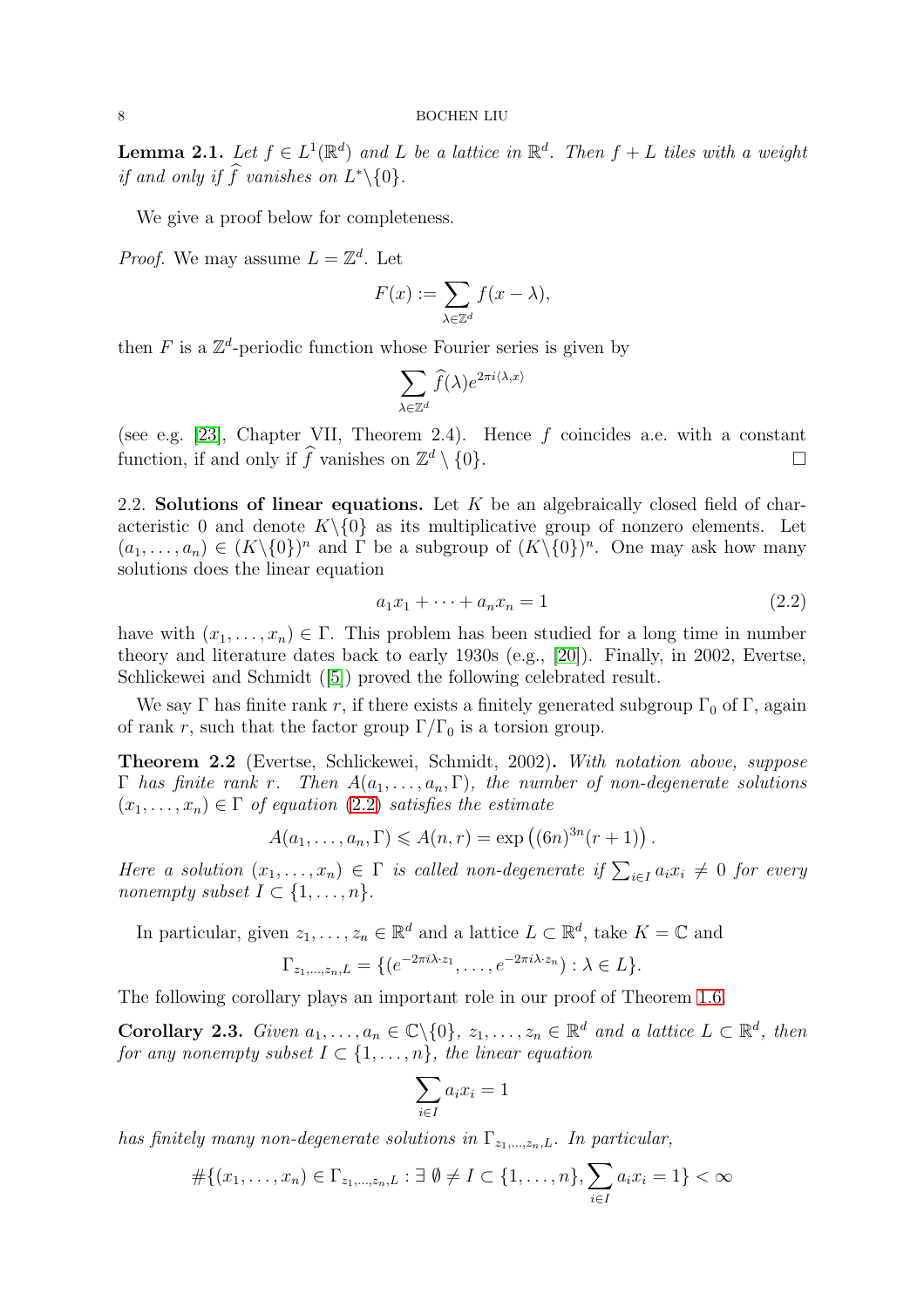**Lemma 2.1.** *Let $f \in L^1(\mathbb{R}^d)$ and $L$ be a lattice in $\mathbb{R}^d$. Then $f + L$ tiles with a weight if and only if $\widehat{f}$ vanishes on $L^* \backslash \{0\}$.*

We give a proof below for completeness.

*Proof.* We may assume $L = \mathbb{Z}^d$. Let

$$F(x) := \sum_{\lambda \in \mathbb{Z}^d} f(x - \lambda),$$

then $F$ is a $\mathbb{Z}^d$-periodic function whose Fourier series is given by

$$\sum_{\lambda \in \mathbb{Z}^d} \widehat{f}(\lambda) e^{2\pi i \langle \lambda, x \rangle}$$

(see e.g. [23], Chapter VII, Theorem 2.4). Hence $f$ coincides a.e. with a constant function, if and only if $\widehat{f}$ vanishes on $\mathbb{Z}^d \setminus \{0\}$. □

2.2. **Solutions of linear equations.** Let $K$ be an algebraically closed field of characteristic 0 and denote $K \backslash \{0\}$ as its multiplicative group of nonzero elements. Let $(a_1, \dots, a_n) \in (K \backslash \{0\})^n$ and $\Gamma$ be a subgroup of $(K \backslash \{0\})^n$. One may ask how many solutions does the linear equation

$$a_1 x_1 + \cdots + a_n x_n = 1 \tag{2.2}$$

have with $(x_1, \dots, x_n) \in \Gamma$. This problem has been studied for a long time in number theory and literature dates back to early 1930s (e.g., [20]). Finally, in 2002, Evertse, Schlickewei and Schmidt ([5]) proved the following celebrated result.

We say $\Gamma$ has finite rank $r$, if there exists a finitely generated subgroup $\Gamma_0$ of $\Gamma$, again of rank $r$, such that the factor group $\Gamma / \Gamma_0$ is a torsion group.

**Theorem 2.2** (Evertse, Schlickewei, Schmidt, 2002)**.** *With notation above, suppose $\Gamma$ has finite rank $r$. Then $A(a_1, \dots, a_n, \Gamma)$, the number of non-degenerate solutions $(x_1, \dots, x_n) \in \Gamma$ of equation (2.2) satisfies the estimate*

$$A(a_1, \dots, a_n, \Gamma) \leqslant A(n, r) = \exp\left((6n)^{3n}(r + 1)\right).$$

*Here a solution $(x_1, \dots, x_n) \in \Gamma$ is called non-degenerate if $\sum_{i \in I} a_i x_i \neq 0$ for every nonempty subset $I \subset \{1, \dots, n\}$.*

In particular, given $z_1, \dots, z_n \in \mathbb{R}^d$ and a lattice $L \subset \mathbb{R}^d$, take $K = \mathbb{C}$ and

$$\Gamma_{z_1, \dots, z_n, L} = \{(e^{-2\pi i \lambda \cdot z_1}, \dots, e^{-2\pi i \lambda \cdot z_n}) : \lambda \in L\}.$$

The following corollary plays an important role in our proof of Theorem 1.6.

**Corollary 2.3.** *Given $a_1, \dots, a_n \in \mathbb{C} \backslash \{0\}$, $z_1, \dots, z_n \in \mathbb{R}^d$ and a lattice $L \subset \mathbb{R}^d$, then for any nonempty subset $I \subset \{1, \dots, n\}$, the linear equation*

$$\sum_{i \in I} a_i x_i = 1$$

*has finitely many non-degenerate solutions in $\Gamma_{z_1, \dots, z_n, L}$. In particular,*

$$\#\{(x_1, \dots, x_n) \in \Gamma_{z_1, \dots, z_n, L} : \exists\, \emptyset \neq I \subset \{1, \dots, n\}, \sum_{i \in I} a_i x_i = 1\} < \infty$$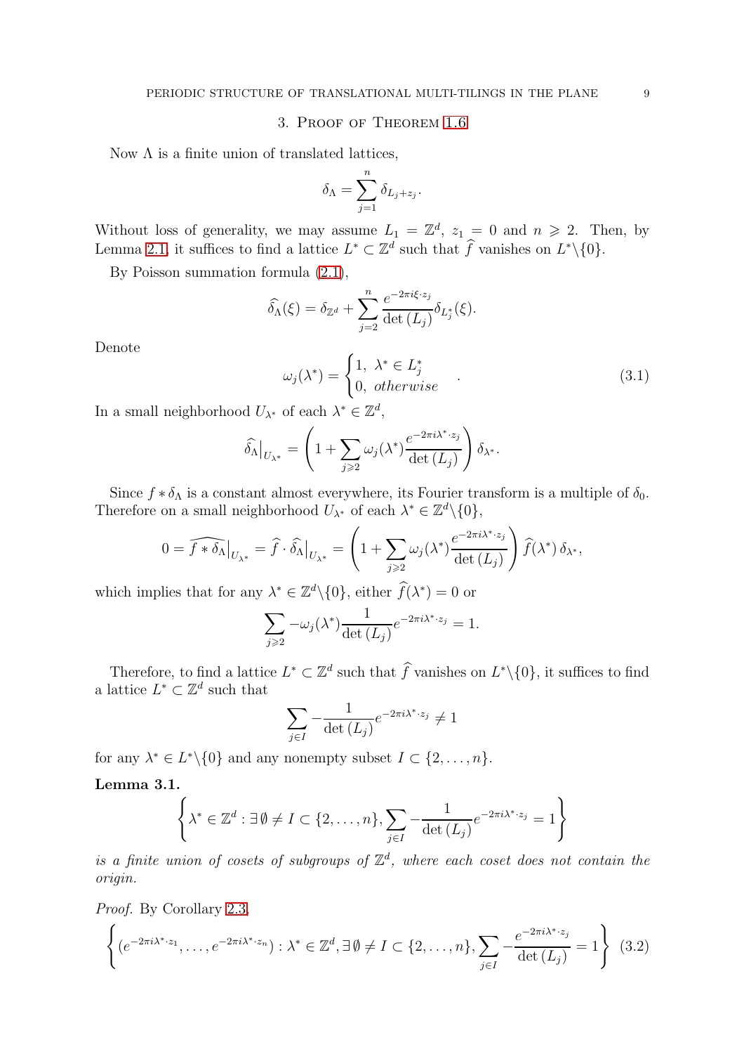## 3. Proof of Theorem 1.6

Now $\Lambda$ is a finite union of translated lattices,

$$\delta_\Lambda = \sum_{j=1}^{n} \delta_{L_j + z_j}.$$

Without loss of generality, we may assume $L_1 = \mathbb{Z}^d$, $z_1 = 0$ and $n \geqslant 2$. Then, by Lemma 2.1, it suffices to find a lattice $L^* \subset \mathbb{Z}^d$ such that $\widehat{f}$ vanishes on $L^* \backslash \{0\}$.

By Poisson summation formula (2.1),

$$\widehat{\delta_\Lambda}(\xi) = \delta_{\mathbb{Z}^d} + \sum_{j=2}^{n} \frac{e^{-2\pi i \xi \cdot z_j}}{\det(L_j)} \delta_{L_j^*}(\xi).$$

Denote

$$\omega_j(\lambda^*) = \begin{cases} 1, & \lambda^* \in L_j^* \\ 0, & otherwise \end{cases}. \tag{3.1}$$

In a small neighborhood $U_{\lambda^*}$ of each $\lambda^* \in \mathbb{Z}^d$,

$$\widehat{\delta_\Lambda}\big|_{U_{\lambda^*}} = \left(1 + \sum_{j \geqslant 2} \omega_j(\lambda^*) \frac{e^{-2\pi i \lambda^* \cdot z_j}}{\det(L_j)}\right) \delta_{\lambda^*}.$$

Since $f * \delta_\Lambda$ is a constant almost everywhere, its Fourier transform is a multiple of $\delta_0$. Therefore on a small neighborhood $U_{\lambda^*}$ of each $\lambda^* \in \mathbb{Z}^d \backslash \{0\}$,

$$0 = \widehat{f * \delta_\Lambda}\big|_{U_{\lambda^*}} = \widehat{f} \cdot \widehat{\delta_\Lambda}\big|_{U_{\lambda^*}} = \left(1 + \sum_{j \geqslant 2} \omega_j(\lambda^*) \frac{e^{-2\pi i \lambda^* \cdot z_j}}{\det(L_j)}\right) \widehat{f}(\lambda^*)\, \delta_{\lambda^*},$$

which implies that for any $\lambda^* \in \mathbb{Z}^d \backslash \{0\}$, either $\widehat{f}(\lambda^*) = 0$ or

$$\sum_{j \geqslant 2} -\omega_j(\lambda^*) \frac{1}{\det(L_j)} e^{-2\pi i \lambda^* \cdot z_j} = 1.$$

Therefore, to find a lattice $L^* \subset \mathbb{Z}^d$ such that $\widehat{f}$ vanishes on $L^* \backslash \{0\}$, it suffices to find a lattice $L^* \subset \mathbb{Z}^d$ such that

$$\sum_{j \in I} -\frac{1}{\det(L_j)} e^{-2\pi i \lambda^* \cdot z_j} \neq 1$$

for any $\lambda^* \in L^* \backslash \{0\}$ and any nonempty subset $I \subset \{2, \ldots, n\}$.

**Lemma 3.1.**

$$\left\{ \lambda^* \in \mathbb{Z}^d : \exists \emptyset \neq I \subset \{2, \ldots, n\}, \sum_{j \in I} -\frac{1}{\det(L_j)} e^{-2\pi i \lambda^* \cdot z_j} = 1 \right\}$$

*is a finite union of cosets of subgroups of $\mathbb{Z}^d$, where each coset does not contain the origin.*

*Proof.* By Corollary 2.3,

$$\left\{ (e^{-2\pi i \lambda^* \cdot z_1}, \ldots, e^{-2\pi i \lambda^* \cdot z_n}) : \lambda^* \in \mathbb{Z}^d, \exists \emptyset \neq I \subset \{2, \ldots, n\}, \sum_{j \in I} -\frac{e^{-2\pi i \lambda^* \cdot z_j}}{\det(L_j)} = 1 \right\} \tag{3.2}$$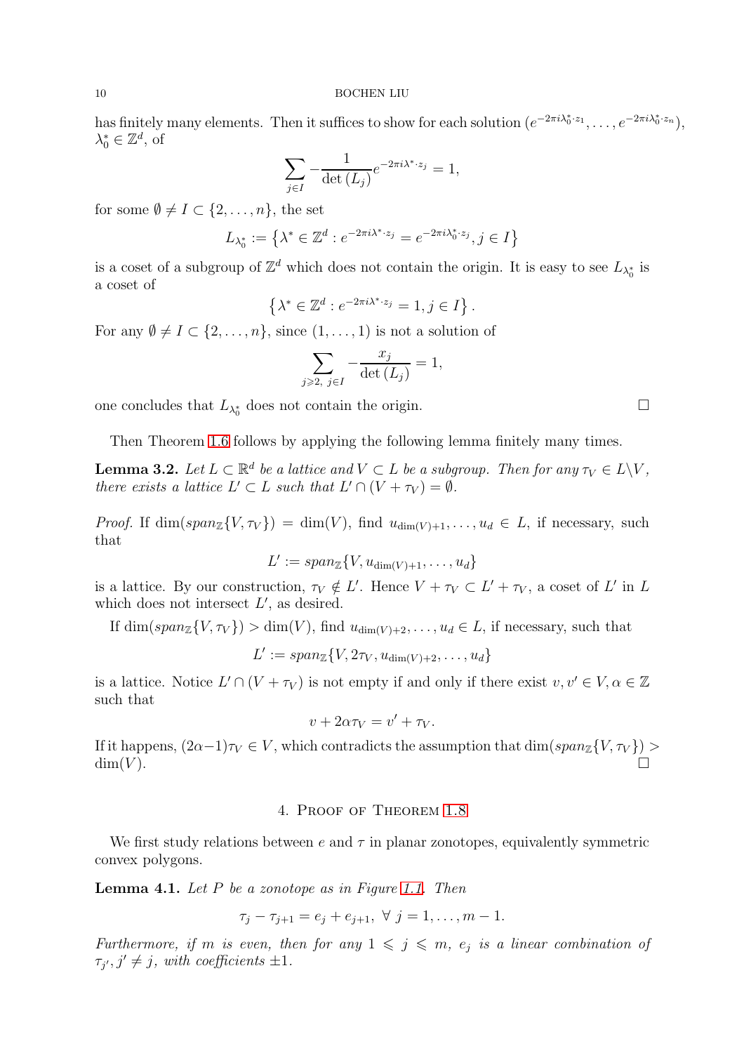has finitely many elements. Then it suffices to show for each solution $(e^{-2\pi i\lambda_0^*\cdot z_1}, \ldots, e^{-2\pi i\lambda_0^*\cdot z_n})$, $\lambda_0^* \in \mathbb{Z}^d$, of

$$\sum_{j\in I} -\frac{1}{\det(L_j)} e^{-2\pi i\lambda^*\cdot z_j} = 1,$$

for some $\emptyset \neq I \subset \{2, \ldots, n\}$, the set

$$L_{\lambda_0^*} := \left\{\lambda^* \in \mathbb{Z}^d : e^{-2\pi i\lambda^*\cdot z_j} = e^{-2\pi i\lambda_0^*\cdot z_j}, j \in I\right\}$$

is a coset of a subgroup of $\mathbb{Z}^d$ which does not contain the origin. It is easy to see $L_{\lambda_0^*}$ is a coset of

$$\left\{\lambda^* \in \mathbb{Z}^d : e^{-2\pi i\lambda^*\cdot z_j} = 1, j \in I\right\}.$$

For any $\emptyset \neq I \subset \{2, \ldots, n\}$, since $(1, \ldots, 1)$ is not a solution of

$$\sum_{j\geqslant 2,\ j\in I} -\frac{x_j}{\det(L_j)} = 1,$$

one concludes that $L_{\lambda_0^*}$ does not contain the origin. $\square$

Then Theorem 1.6 follows by applying the following lemma finitely many times.

**Lemma 3.2.** *Let $L \subset \mathbb{R}^d$ be a lattice and $V \subset L$ be a subgroup. Then for any $\tau_V \in L\backslash V$, there exists a lattice $L' \subset L$ such that $L' \cap (V + \tau_V) = \emptyset$.*

*Proof.* If $\dim(span_{\mathbb{Z}}\{V, \tau_V\}) = \dim(V)$, find $u_{\dim(V)+1}, \ldots, u_d \in L$, if necessary, such that

$$L' := span_{\mathbb{Z}}\{V, u_{\dim(V)+1}, \ldots, u_d\}$$

is a lattice. By our construction, $\tau_V \notin L'$. Hence $V + \tau_V \subset L' + \tau_V$, a coset of $L'$ in $L$ which does not intersect $L'$, as desired.

If $\dim(span_{\mathbb{Z}}\{V, \tau_V\}) > \dim(V)$, find $u_{\dim(V)+2}, \ldots, u_d \in L$, if necessary, such that

$$L' := span_{\mathbb{Z}}\{V, 2\tau_V, u_{\dim(V)+2}, \ldots, u_d\}$$

is a lattice. Notice $L' \cap (V + \tau_V)$ is not empty if and only if there exist $v, v' \in V, \alpha \in \mathbb{Z}$ such that

$$v + 2\alpha\tau_V = v' + \tau_V.$$

If it happens, $(2\alpha - 1)\tau_V \in V$, which contradicts the assumption that $\dim(span_{\mathbb{Z}}\{V, \tau_V\}) > \dim(V)$. $\square$

## 4. Proof of Theorem 1.8

We first study relations between $e$ and $\tau$ in planar zonotopes, equivalently symmetric convex polygons.

**Lemma 4.1.** *Let $P$ be a zonotope as in Figure 1.1. Then*

$$\tau_j - \tau_{j+1} = e_j + e_{j+1},\ \forall\ j = 1, \ldots, m-1.$$

*Furthermore, if $m$ is even, then for any $1 \leqslant j \leqslant m$, $e_j$ is a linear combination of $\tau_{j'}, j' \neq j$, with coefficients $\pm 1$.*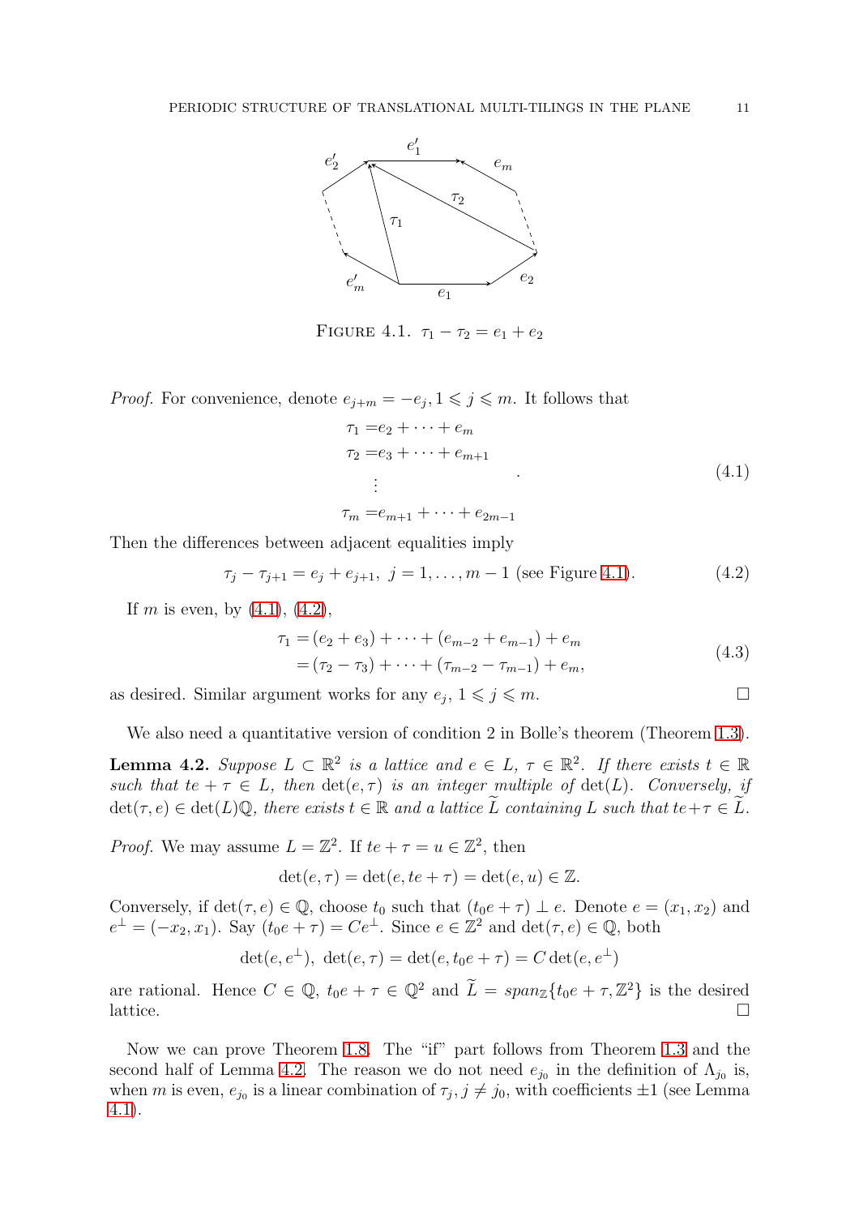FIGURE 4.1. $\tau_1 - \tau_2 = e_1 + e_2$

*Proof.* For convenience, denote $e_{j+m} = -e_j, 1 \leqslant j \leqslant m$. It follows that

$$\begin{aligned}
\tau_1 &= e_2 + \cdots + e_m \\
\tau_2 &= e_3 + \cdots + e_{m+1} \\
&\vdots \\
\tau_m &= e_{m+1} + \cdots + e_{2m-1}
\end{aligned} \quad . \tag{4.1}$$

Then the differences between adjacent equalities imply

$$\tau_j - \tau_{j+1} = e_j + e_{j+1},\ j = 1, \ldots, m-1 \text{ (see Figure 4.1)}. \tag{4.2}$$

If $m$ is even, by (4.1), (4.2),

$$\begin{aligned}
\tau_1 &= (e_2 + e_3) + \cdots + (e_{m-2} + e_{m-1}) + e_m \\
&= (\tau_2 - \tau_3) + \cdots + (\tau_{m-2} - \tau_{m-1}) + e_m,
\end{aligned} \tag{4.3}$$

as desired. Similar argument works for any $e_j$, $1 \leqslant j \leqslant m$. $\square$

We also need a quantitative version of condition 2 in Bolle's theorem (Theorem 1.3).

**Lemma 4.2.** *Suppose $L \subset \mathbb{R}^2$ is a lattice and $e \in L$, $\tau \in \mathbb{R}^2$. If there exists $t \in \mathbb{R}$ such that $te + \tau \in L$, then $\det(e, \tau)$ is an integer multiple of $\det(L)$. Conversely, if $\det(\tau, e) \in \det(L)\mathbb{Q}$, there exists $t \in \mathbb{R}$ and a lattice $\widetilde{L}$ containing $L$ such that $te + \tau \in \widetilde{L}$.*

*Proof.* We may assume $L = \mathbb{Z}^2$. If $te + \tau = u \in \mathbb{Z}^2$, then

$$\det(e, \tau) = \det(e, te + \tau) = \det(e, u) \in \mathbb{Z}.$$

Conversely, if $\det(\tau, e) \in \mathbb{Q}$, choose $t_0$ such that $(t_0 e + \tau) \perp e$. Denote $e = (x_1, x_2)$ and $e^\perp = (-x_2, x_1)$. Say $(t_0 e + \tau) = Ce^\perp$. Since $e \in \mathbb{Z}^2$ and $\det(\tau, e) \in \mathbb{Q}$, both

$$\det(e, e^\perp),\ \det(e, \tau) = \det(e, t_0 e + \tau) = C \det(e, e^\perp)$$

are rational. Hence $C \in \mathbb{Q}$, $t_0 e + \tau \in \mathbb{Q}^2$ and $\widetilde{L} = span_{\mathbb{Z}}\{t_0 e + \tau, \mathbb{Z}^2\}$ is the desired lattice. $\square$

Now we can prove Theorem 1.8. The "if" part follows from Theorem 1.3 and the second half of Lemma 4.2. The reason we do not need $e_{j_0}$ in the definition of $\Lambda_{j_0}$ is, when $m$ is even, $e_{j_0}$ is a linear combination of $\tau_j, j \neq j_0$, with coefficients $\pm 1$ (see Lemma 4.1).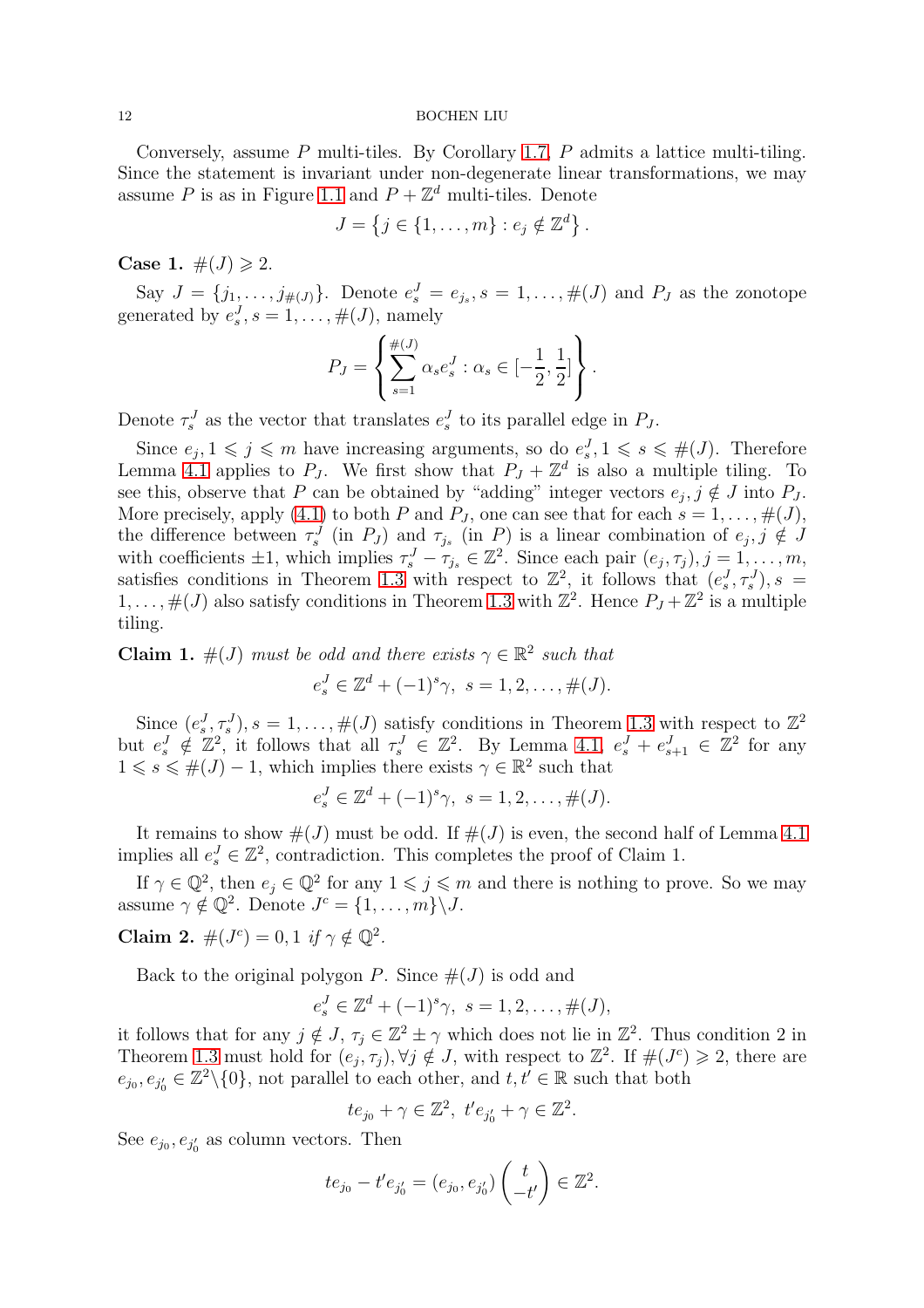Conversely, assume $P$ multi-tiles. By Corollary 1.7, $P$ admits a lattice multi-tiling. Since the statement is invariant under non-degenerate linear transformations, we may assume $P$ is as in Figure 1.1 and $P + \mathbb{Z}^d$ multi-tiles. Denote

$$J = \left\{ j \in \{1, \dots, m\} : e_j \notin \mathbb{Z}^d \right\}.$$

**Case 1.** $\#(J) \geqslant 2$.

Say $J = \{j_1, \dots, j_{\#(J)}\}$. Denote $e^J_s = e_{j_s}, s = 1, \dots, \#(J)$ and $P_J$ as the zonotope generated by $e^J_s, s = 1, \dots, \#(J)$, namely

$$P_J = \left\{ \sum_{s=1}^{\#(J)} \alpha_s e^J_s : \alpha_s \in [-\frac{1}{2}, \frac{1}{2}] \right\}.$$

Denote $\tau^J_s$ as the vector that translates $e^J_s$ to its parallel edge in $P_J$.

Since $e_j, 1 \leqslant j \leqslant m$ have increasing arguments, so do $e^J_s, 1 \leqslant s \leqslant \#(J)$. Therefore Lemma 4.1 applies to $P_J$. We first show that $P_J + \mathbb{Z}^d$ is also a multiple tiling. To see this, observe that $P$ can be obtained by "adding" integer vectors $e_j, j \notin J$ into $P_J$. More precisely, apply (4.1) to both $P$ and $P_J$, one can see that for each $s = 1, \dots, \#(J)$, the difference between $\tau^J_s$ (in $P_J$) and $\tau_{j_s}$ (in $P$) is a linear combination of $e_j, j \notin J$ with coefficients $\pm 1$, which implies $\tau^J_s - \tau_{j_s} \in \mathbb{Z}^2$. Since each pair $(e_j, \tau_j), j = 1, \dots, m$, satisfies conditions in Theorem 1.3 with respect to $\mathbb{Z}^2$, it follows that $(e^J_s, \tau^J_s), s = 1, \dots, \#(J)$ also satisfy conditions in Theorem 1.3 with $\mathbb{Z}^2$. Hence $P_J + \mathbb{Z}^2$ is a multiple tiling.

**Claim 1.** *$\#(J)$ must be odd and there exists $\gamma \in \mathbb{R}^2$ such that*

$$e^J_s \in \mathbb{Z}^d + (-1)^s \gamma, \; s = 1, 2, \dots, \#(J).$$

Since $(e^J_s, \tau^J_s), s = 1, \dots, \#(J)$ satisfy conditions in Theorem 1.3 with respect to $\mathbb{Z}^2$ but $e^J_s \notin \mathbb{Z}^2$, it follows that all $\tau^J_s \in \mathbb{Z}^2$. By Lemma 4.1, $e^J_s + e^J_{s+1} \in \mathbb{Z}^2$ for any $1 \leqslant s \leqslant \#(J) - 1$, which implies there exists $\gamma \in \mathbb{R}^2$ such that

$$e^J_s \in \mathbb{Z}^d + (-1)^s \gamma, \; s = 1, 2, \dots, \#(J).$$

It remains to show $\#(J)$ must be odd. If $\#(J)$ is even, the second half of Lemma 4.1 implies all $e^J_s \in \mathbb{Z}^2$, contradiction. This completes the proof of Claim 1.

If $\gamma \in \mathbb{Q}^2$, then $e_j \in \mathbb{Q}^2$ for any $1 \leqslant j \leqslant m$ and there is nothing to prove. So we may assume $\gamma \notin \mathbb{Q}^2$. Denote $J^c = \{1, \dots, m\} \backslash J$.

**Claim 2.** $\#(J^c) = 0, 1$ *if* $\gamma \notin \mathbb{Q}^2$.

Back to the original polygon $P$. Since $\#(J)$ is odd and

$$e^J_s \in \mathbb{Z}^d + (-1)^s \gamma, \; s = 1, 2, \dots, \#(J),$$

it follows that for any $j \notin J$, $\tau_j \in \mathbb{Z}^2 \pm \gamma$ which does not lie in $\mathbb{Z}^2$. Thus condition 2 in Theorem 1.3 must hold for $(e_j, \tau_j), \forall j \notin J$, with respect to $\mathbb{Z}^2$. If $\#(J^c) \geqslant 2$, there are $e_{j_0}, e_{j'_0} \in \mathbb{Z}^2 \backslash \{0\}$, not parallel to each other, and $t, t' \in \mathbb{R}$ such that both

$$t e_{j_0} + \gamma \in \mathbb{Z}^2, \; t' e_{j'_0} + \gamma \in \mathbb{Z}^2.$$

See $e_{j_0}, e_{j'_0}$ as column vectors. Then

$$t e_{j_0} - t' e_{j'_0} = (e_{j_0}, e_{j'_0}) \begin{pmatrix} t \\ -t' \end{pmatrix} \in \mathbb{Z}^2.$$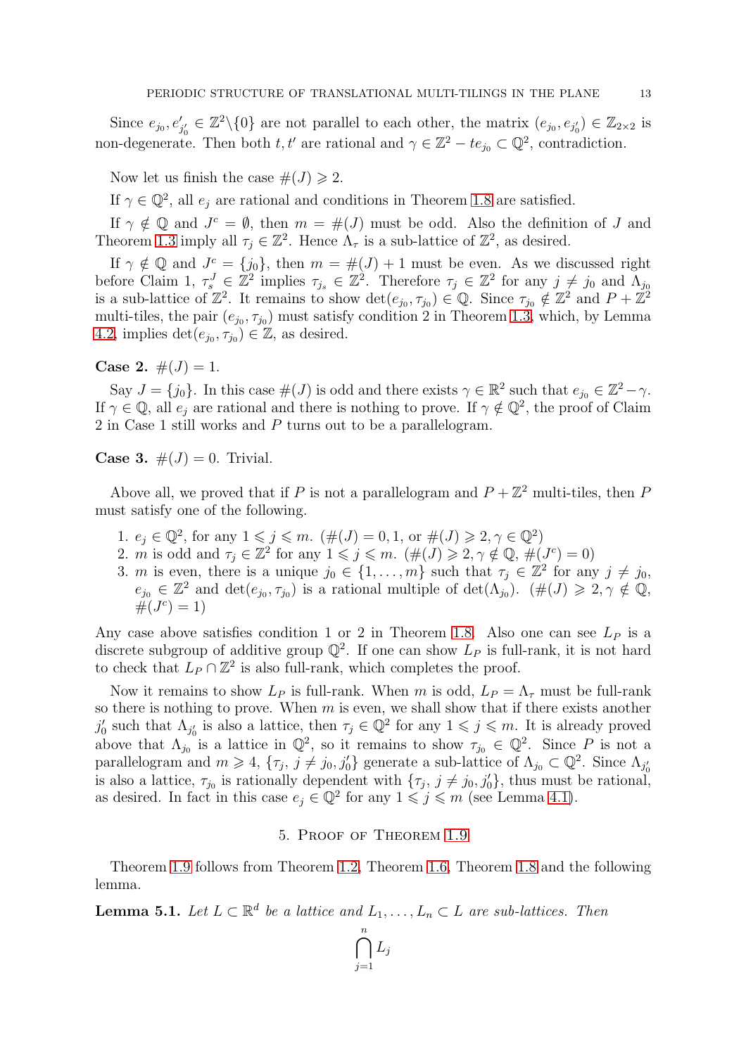Since $e_{j_0}, e'_{j'_0} \in \mathbb{Z}^2\backslash\{0\}$ are not parallel to each other, the matrix $(e_{j_0}, e_{j'_0}) \in \mathbb{Z}_{2\times 2}$ is non-degenerate. Then both $t, t'$ are rational and $\gamma \in \mathbb{Z}^2 - te_{j_0} \subset \mathbb{Q}^2$, contradiction.

Now let us finish the case $\#(J) \geqslant 2$.

If $\gamma \in \mathbb{Q}^2$, all $e_j$ are rational and conditions in Theorem 1.8 are satisfied.

If $\gamma \notin \mathbb{Q}$ and $J^c = \emptyset$, then $m = \#(J)$ must be odd. Also the definition of $J$ and Theorem 1.3 imply all $\tau_j \in \mathbb{Z}^2$. Hence $\Lambda_\tau$ is a sub-lattice of $\mathbb{Z}^2$, as desired.

If $\gamma \notin \mathbb{Q}$ and $J^c = \{j_0\}$, then $m = \#(J) + 1$ must be even. As we discussed right before Claim 1, $\tau^J_s \in \mathbb{Z}^2$ implies $\tau_{j_s} \in \mathbb{Z}^2$. Therefore $\tau_j \in \mathbb{Z}^2$ for any $j \neq j_0$ and $\Lambda_{j_0}$ is a sub-lattice of $\mathbb{Z}^2$. It remains to show $\det(e_{j_0}, \tau_{j_0}) \in \mathbb{Q}$. Since $\tau_{j_0} \notin \mathbb{Z}^2$ and $P + \mathbb{Z}^2$ multi-tiles, the pair $(e_{j_0}, \tau_{j_0})$ must satisfy condition 2 in Theorem 1.3, which, by Lemma 4.2, implies $\det(e_{j_0}, \tau_{j_0}) \in \mathbb{Z}$, as desired.

**Case 2.** $\#(J) = 1$.

Say $J = \{j_0\}$. In this case $\#(J)$ is odd and there exists $\gamma \in \mathbb{R}^2$ such that $e_{j_0} \in \mathbb{Z}^2 - \gamma$. If $\gamma \in \mathbb{Q}$, all $e_j$ are rational and there is nothing to prove. If $\gamma \notin \mathbb{Q}^2$, the proof of Claim 2 in Case 1 still works and $P$ turns out to be a parallelogram.

**Case 3.** $\#(J) = 0$. Trivial.

Above all, we proved that if $P$ is not a parallelogram and $P + \mathbb{Z}^2$ multi-tiles, then $P$ must satisfy one of the following.

1. $e_j \in \mathbb{Q}^2$, for any $1 \leqslant j \leqslant m$. ($\#(J) = 0, 1$, or $\#(J) \geqslant 2, \gamma \in \mathbb{Q}^2$)
2. $m$ is odd and $\tau_j \in \mathbb{Z}^2$ for $1 \leqslant j \leqslant m$. ($\#(J) \geqslant 2, \gamma \notin \mathbb{Q}$, $\#(J^c) = 0$)
3. $m$ is even, there is a unique $j_0 \in \{1, \ldots, m\}$ such that $\tau_j \in \mathbb{Z}^2$ for any $j \neq j_0$, $e_{j_0} \in \mathbb{Z}^2$ and $\det(e_{j_0}, \tau_{j_0})$ is a rational multiple of $\det(\Lambda_{j_0})$. ($\#(J) \geqslant 2, \gamma \notin \mathbb{Q}$, $\#(J^c) = 1$)

Any case above satisfies condition 1 or 2 in Theorem 1.8. Also one can see $L_P$ is a discrete subgroup of additive group $\mathbb{Q}^2$. If one can show $L_P$ is full-rank, it is not hard to check that $L_P \cap \mathbb{Z}^2$ is also full-rank, which completes the proof.

Now it remains to show $L_P$ is full-rank. When $m$ is odd, $L_P = \Lambda_\tau$ must be full-rank so there is nothing to prove. When $m$ is even, we shall show that if there exists another $j'_0$ such that $\Lambda_{j'_0}$ is also a lattice, then $\tau_j \in \mathbb{Q}^2$ for any $1 \leqslant j \leqslant m$. It is already proved above that $\Lambda_{j_0}$ is a lattice in $\mathbb{Q}^2$, so it remains to show $\tau_{j_0} \in \mathbb{Q}^2$. Since $P$ is not a parallelogram and $m \geqslant 4$, $\{\tau_j, j \neq j_0, j'_0\}$ generate a sub-lattice of $\Lambda_{j_0} \subset \mathbb{Q}^2$. Since $\Lambda_{j'_0}$ is also a lattice, $\tau_{j_0}$ is rationally dependent with $\{\tau_j, j \neq j_0, j'_0\}$, thus must be rational, as desired. In fact in this case $e_j \in \mathbb{Q}^2$ for any $1 \leqslant j \leqslant m$ (see Lemma 4.1).

## 5. Proof of Theorem 1.9

Theorem 1.9 follows from Theorem 1.2, Theorem 1.6, Theorem 1.8 and the following lemma.

**Lemma 5.1.** *Let $L \subset \mathbb{R}^d$ be a lattice and $L_1, \ldots, L_n \subset L$ are sub-lattices. Then*

$$\bigcap_{j=1}^{n} L_j$$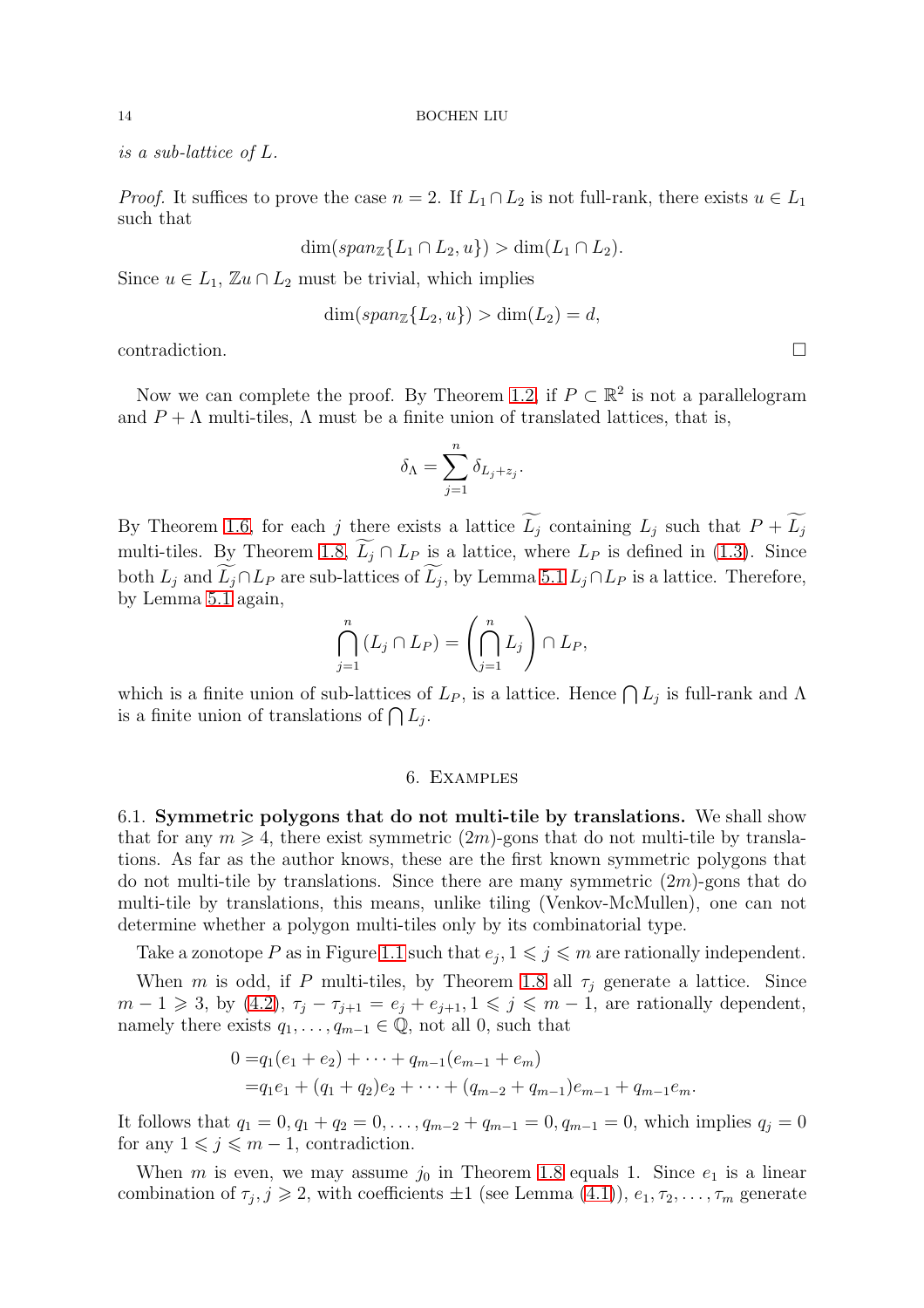*is a sub-lattice of* $L$.

*Proof.* It suffices to prove the case $n = 2$. If $L_1 \cap L_2$ is not full-rank, there exists $u \in L_1$ such that

$$\dim(span_{\mathbb{Z}}\{L_1 \cap L_2, u\}) > \dim(L_1 \cap L_2).$$

Since $u \in L_1$, $\mathbb{Z}u \cap L_2$ must be trivial, which implies

$$\dim(span_{\mathbb{Z}}\{L_2, u\}) > \dim(L_2) = d,$$

contradiction. $\square$

Now we can complete the proof. By Theorem 1.2, if $P \subset \mathbb{R}^2$ is not a parallelogram and $P + \Lambda$ multi-tiles, $\Lambda$ must be a finite union of translated lattices, that is,

$$\delta_\Lambda = \sum_{j=1}^{n} \delta_{L_j + z_j}.$$

By Theorem 1.6, for each $j$ there exists a lattice $\widetilde{L_j}$ containing $L_j$ such that $P + \widetilde{L_j}$ multi-tiles. By Theorem 1.8, $\widetilde{L_j} \cap L_P$ is a lattice, where $L_P$ is defined in (1.3). Since both $L_j$ and $\widetilde{L_j} \cap L_P$ are sub-lattices of $\widetilde{L_j}$, by Lemma 5.1 $L_j \cap L_P$ is a lattice. Therefore, by Lemma 5.1 again,

$$\bigcap_{j=1}^{n} (L_j \cap L_P) = \left(\bigcap_{j=1}^{n} L_j\right) \cap L_P,$$

which is a finite union of sub-lattices of $L_P$, is a lattice. Hence $\bigcap L_j$ is full-rank and $\Lambda$ is a finite union of translations of $\bigcap L_j$.

## 6. Examples

6.1. **Symmetric polygons that do not multi-tile by translations.** We shall show that for any $m \geqslant 4$, there exist symmetric $(2m)$-gons that do not multi-tile by translations. As far as the author knows, these are the first known symmetric polygons that do not multi-tile by translations. Since there are many symmetric $(2m)$-gons that do multi-tile by translations, this means, unlike tiling (Venkov-McMullen), one can not determine whether a polygon multi-tiles only by its combinatorial type.

Take a zonotope $P$ as in Figure 1.1 such that $e_j, 1 \leqslant j \leqslant m$ are rationally independent.

When $m$ is odd, if $P$ multi-tiles, by Theorem 1.8 all $\tau_j$ generate a lattice. Since $m - 1 \geqslant 3$, by (4.2), $\tau_j - \tau_{j+1} = e_j + e_{j+1}, 1 \leqslant j \leqslant m-1$, are rationally dependent, namely there exists $q_1, \dots, q_{m-1} \in \mathbb{Q}$, not all 0, such that

$$\begin{aligned} 0 =& q_1(e_1 + e_2) + \cdots + q_{m-1}(e_{m-1} + e_m) \\ =& q_1 e_1 + (q_1 + q_2)e_2 + \cdots + (q_{m-2} + q_{m-1})e_{m-1} + q_{m-1}e_m. \end{aligned}$$

It follows that $q_1 = 0, q_1 + q_2 = 0, \dots, q_{m-2} + q_{m-1} = 0, q_{m-1} = 0$, which implies $q_j = 0$ for any $1 \leqslant j \leqslant m-1$, contradiction.

When $m$ is even, we may assume $j_0$ in Theorem 1.8 equals 1. Since $e_1$ is a linear combination of $\tau_j, j \geqslant 2$, with coefficients $\pm 1$ (see Lemma (4.1)), $e_1, \tau_2, \dots, \tau_m$ generate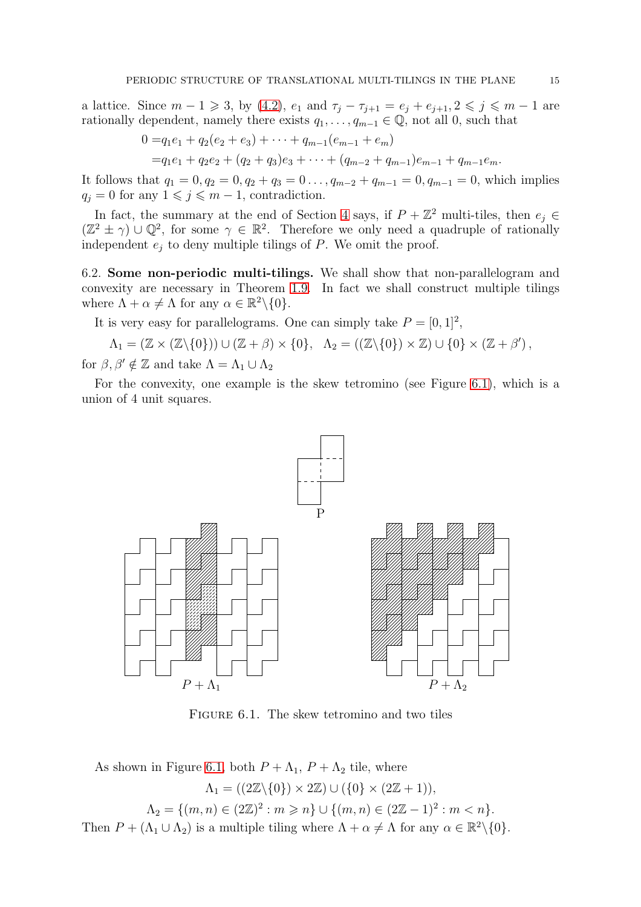a lattice. Since $m-1 \geqslant 3$, by (4.2), $e_1$ and $\tau_j - \tau_{j+1} = e_j + e_{j+1}, 2 \leqslant j \leqslant m-1$ are rationally dependent, namely there exists $q_1, \ldots, q_{m-1} \in \mathbb{Q}$, not all 0, such that

$$
\begin{aligned}
0 =& q_1 e_1 + q_2(e_2 + e_3) + \cdots + q_{m-1}(e_{m-1} + e_m) \\
=& q_1 e_1 + q_2 e_2 + (q_2 + q_3)e_3 + \cdots + (q_{m-2} + q_{m-1})e_{m-1} + q_{m-1}e_m.
\end{aligned}
$$

It follows that $q_1 = 0, q_2 = 0, q_2 + q_3 = 0 \ldots, q_{m-2} + q_{m-1} = 0, q_{m-1} = 0$, which implies $q_j = 0$ for any $1 \leqslant j \leqslant m-1$, contradiction.

In fact, the summary at the end of Section 4 says, if $P + \mathbb{Z}^2$ multi-tiles, then $e_j \in (\mathbb{Z}^2 \pm \gamma) \cup \mathbb{Q}^2$, for some $\gamma \in \mathbb{R}^2$. Therefore we only need a quadruple of rationally independent $e_j$ to deny multiple tilings of $P$. We omit the proof.

6.2. **Some non-periodic multi-tilings.** We shall show that non-parallelogram and convexity are necessary in Theorem 1.9. In fact we shall construct multiple tilings where $\Lambda + \alpha \neq \Lambda$ for any $\alpha \in \mathbb{R}^2 \backslash \{0\}$.

It is very easy for parallelograms. One can simply take $P = [0,1]^2$,

$$
\Lambda_1 = (\mathbb{Z} \times (\mathbb{Z} \backslash \{0\})) \cup (\mathbb{Z} + \beta) \times \{0\}, \quad \Lambda_2 = ((\mathbb{Z} \backslash \{0\}) \times \mathbb{Z}) \cup \{0\} \times (\mathbb{Z} + \beta'),
$$

for $\beta, \beta' \notin \mathbb{Z}$ and take $\Lambda = \Lambda_1 \cup \Lambda_2$

For the convexity, one example is the skew tetromino (see Figure 6.1), which is a union of 4 unit squares.

FIGURE 6.1. The skew tetromino and two tiles

As shown in Figure 6.1, both $P + \Lambda_1$, $P + \Lambda_2$ tile, where

$$
\Lambda_1 = ((2\mathbb{Z} \backslash \{0\}) \times 2\mathbb{Z}) \cup (\{0\} \times (2\mathbb{Z} + 1)),
$$

$$
\Lambda_2 = \{(m,n) \in (2\mathbb{Z})^2 : m \geqslant n\} \cup \{(m,n) \in (2\mathbb{Z} - 1)^2 : m < n\}.
$$

Then $P + (\Lambda_1 \cup \Lambda_2)$ is a multiple tiling where $\Lambda + \alpha \neq \Lambda$ for any $\alpha \in \mathbb{R}^2 \backslash \{0\}$.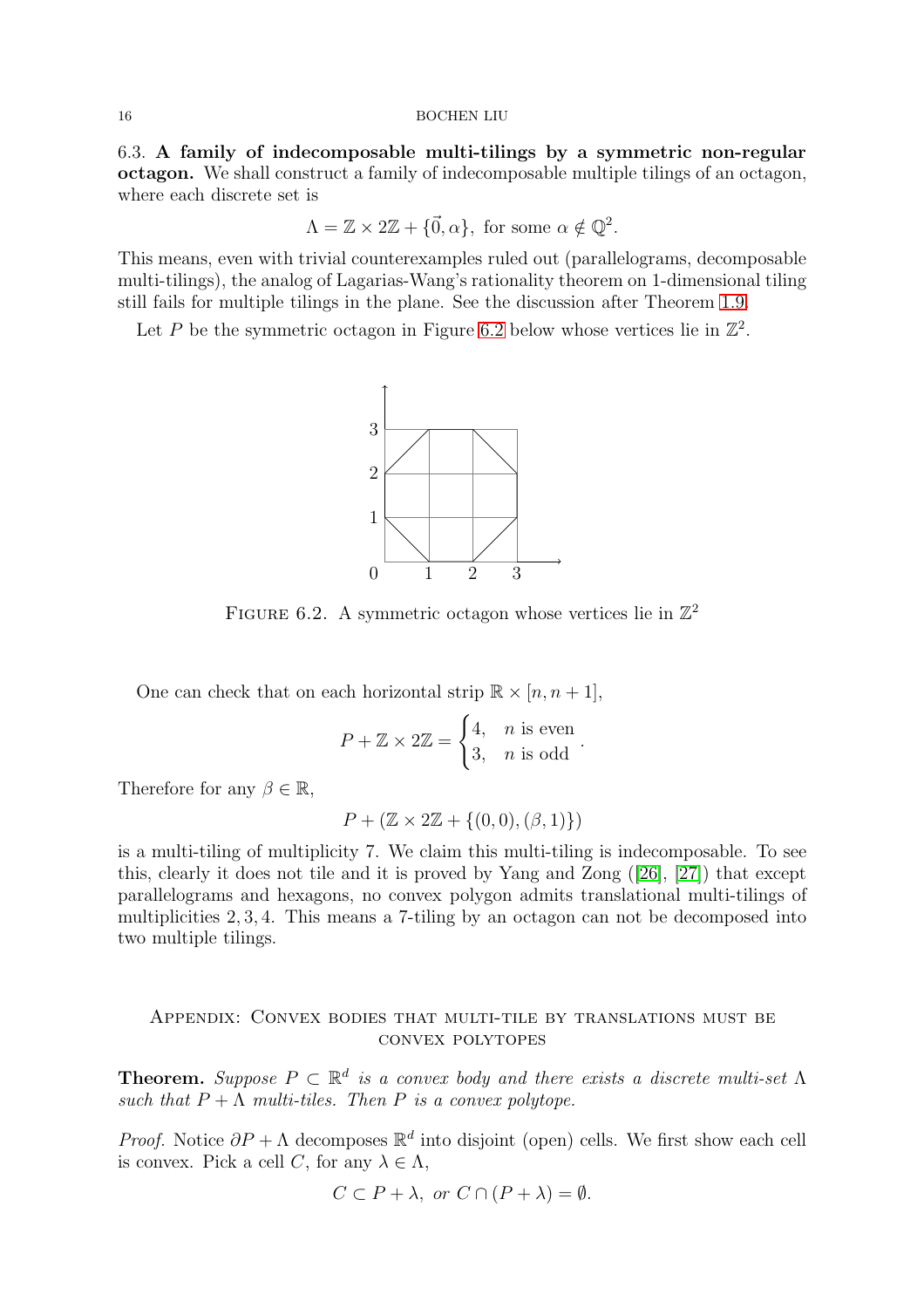6.3. **A family of indecomposable multi-tilings by a symmetric non-regular octagon.** We shall construct a family of indecomposable multiple tilings of an octagon, where each discrete set is

$$\Lambda = \mathbb{Z} \times 2\mathbb{Z} + \{\vec{0}, \alpha\}, \text{ for some } \alpha \notin \mathbb{Q}^2.$$

This means, even with trivial counterexamples ruled out (parallelograms, decomposable multi-tilings), the analog of Lagarias-Wang's rationality theorem on 1-dimensional tiling still fails for multiple tilings in the plane. See the discussion after Theorem 1.9.

Let $P$ be the symmetric octagon in Figure 6.2 below whose vertices lie in $\mathbb{Z}^2$.

FIGURE 6.2. A symmetric octagon whose vertices lie in $\mathbb{Z}^2$

One can check that on each horizontal strip $\mathbb{R} \times [n, n+1]$,

$$P + \mathbb{Z} \times 2\mathbb{Z} = \begin{cases} 4, & n \text{ is even} \\ 3, & n \text{ is odd} \end{cases}.$$

Therefore for any $\beta \in \mathbb{R}$,

$$P + (\mathbb{Z} \times 2\mathbb{Z} + \{(0,0), (\beta, 1)\})$$

is a multi-tiling of multiplicity 7. We claim this multi-tiling is indecomposable. To see this, clearly it does not tile and it is proved by Yang and Zong ([26], [27]) that except parallelograms and hexagons, no convex polygon admits translational multi-tilings of multiplicities 2, 3, 4. This means a 7-tiling by an octagon can not be decomposed into two multiple tilings.

## Appendix: Convex bodies that multi-tile by translations must be convex polytopes

**Theorem.** *Suppose $P \subset \mathbb{R}^d$ is a convex body and there exists a discrete multi-set $\Lambda$ such that $P + \Lambda$ multi-tiles. Then $P$ is a convex polytope.*

*Proof.* Notice $\partial P + \Lambda$ decomposes $\mathbb{R}^d$ into disjoint (open) cells. We first show each cell is convex. Pick a cell $C$, for any $\lambda \in \Lambda$,

$$C \subset P + \lambda, \text{ or } C \cap (P + \lambda) = \emptyset.$$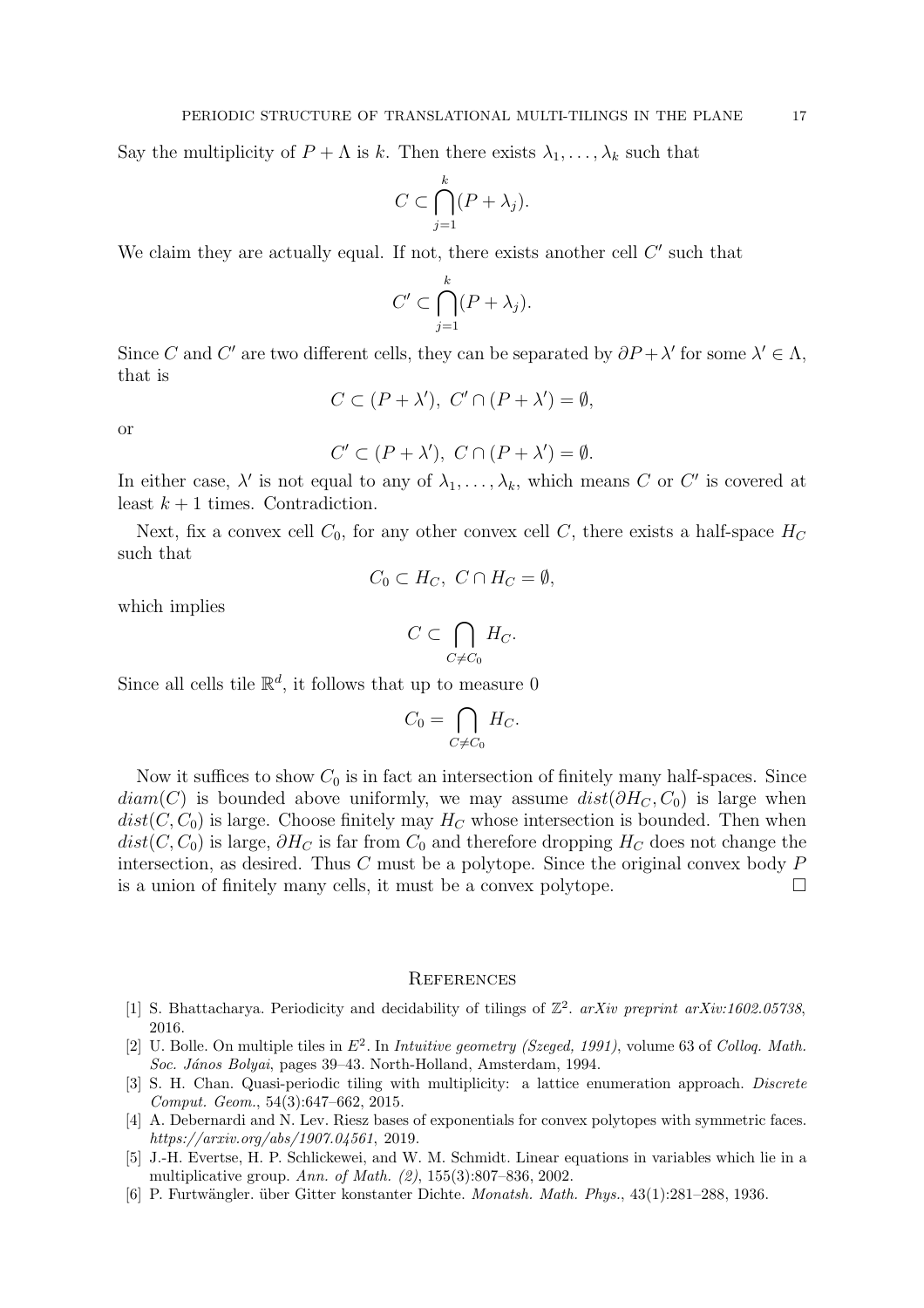Say the multiplicity of $P + \Lambda$ is $k$. Then there exists $\lambda_1, \dots, \lambda_k$ such that

$$C \subset \bigcap_{j=1}^{k} (P + \lambda_j).$$

We claim they are actually equal. If not, there exists another cell $C'$ such that

$$C' \subset \bigcap_{j=1}^{k} (P + \lambda_j).$$

Since $C$ and $C'$ are two different cells, they can be separated by $\partial P + \lambda'$ for some $\lambda' \in \Lambda$, that is

$$C \subset (P + \lambda'),\ C' \cap (P + \lambda') = \emptyset,$$

or

$$C' \subset (P + \lambda'),\ C \cap (P + \lambda') = \emptyset.$$

In either case, $\lambda'$ is not equal to any of $\lambda_1, \dots, \lambda_k$, which means $C$ or $C'$ is covered at least $k + 1$ times. Contradiction.

Next, fix a convex cell $C_0$, for any other convex cell $C$, there exists a half-space $H_C$ such that

$$C_0 \subset H_C,\ C \cap H_C = \emptyset,$$

which implies

$$C \subset \bigcap_{C \neq C_0} H_C.$$

Since all cells tile $\mathbb{R}^d$, it follows that up to measure 0

$$C_0 = \bigcap_{C \neq C_0} H_C.$$

Now it suffices to show $C_0$ is in fact an intersection of finitely many half-spaces. Since $diam(C)$ is bounded above uniformly, we may assume $dist(\partial H_C, C_0)$ is large when $dist(C, C_0)$ is large. Choose finitely may $H_C$ whose intersection is bounded. Then when $dist(C, C_0)$ is large, $\partial H_C$ is far from $C_0$ and therefore dropping $H_C$ does not change the intersection, as desired. Thus $C$ must be a polytope. Since the original convex body $P$ is a union of finitely many cells, it must be a convex polytope. $\square$

## References

[1] S. Bhattacharya. Periodicity and decidability of tilings of $\mathbb{Z}^2$. *arXiv preprint arXiv:1602.05738*, 2016.

[2] U. Bolle. On multiple tiles in $E^2$. In *Intuitive geometry (Szeged, 1991)*, volume 63 of *Colloq. Math. Soc. János Bolyai*, pages 39–43. North-Holland, Amsterdam, 1994.

[3] S. H. Chan. Quasi-periodic tiling with multiplicity: a lattice enumeration approach. *Discrete Comput. Geom.*, 54(3):647–662, 2015.

[4] A. Debernardi and N. Lev. Riesz bases of exponentials for convex polytopes with symmetric faces. *https://arxiv.org/abs/1907.04561*, 2019.

[5] J.-H. Evertse, H. P. Schlickewei, and W. M. Schmidt. Linear equations in variables which lie in a multiplicative group. *Ann. of Math. (2)*, 155(3):807–836, 2002.

[6] P. Furtwängler. über Gitter konstanter Dichte. *Monatsh. Math. Phys.*, 43(1):281–288, 1936.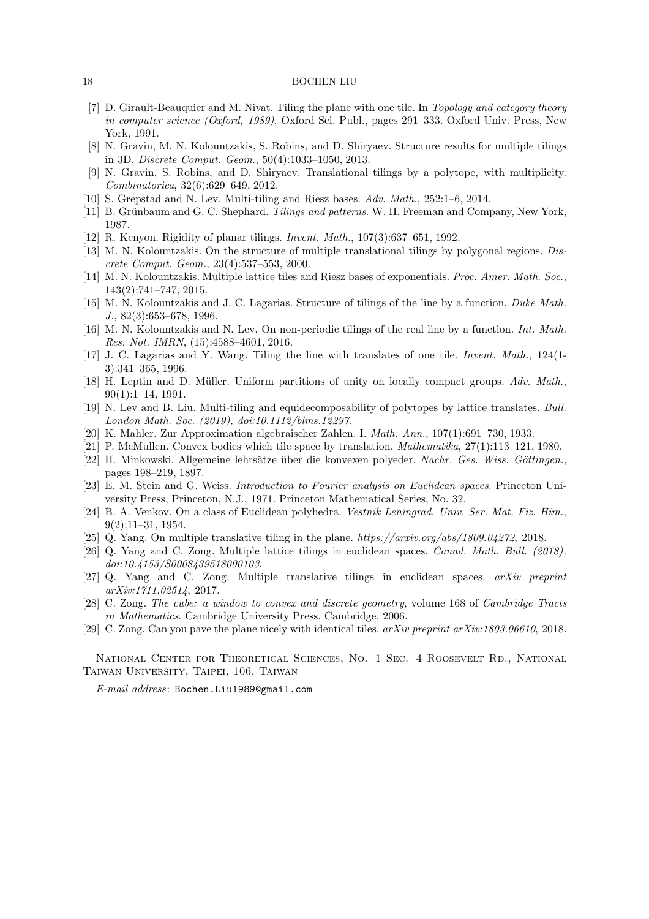[7] D. Girault-Beauquier and M. Nivat. Tiling the plane with one tile. In *Topology and category theory in computer science (Oxford, 1989)*, Oxford Sci. Publ., pages 291–333. Oxford Univ. Press, New York, 1991.

[8] N. Gravin, M. N. Kolountzakis, S. Robins, and D. Shiryaev. Structure results for multiple tilings in 3D. *Discrete Comput. Geom.*, 50(4):1033–1050, 2013.

[9] N. Gravin, S. Robins, and D. Shiryaev. Translational tilings by a polytope, with multiplicity. *Combinatorica*, 32(6):629–649, 2012.

[10] S. Grepstad and N. Lev. Multi-tiling and Riesz bases. *Adv. Math.*, 252:1–6, 2014.

[11] B. Grünbaum and G. C. Shephard. *Tilings and patterns*. W. H. Freeman and Company, New York, 1987.

[12] R. Kenyon. Rigidity of planar tilings. *Invent. Math.*, 107(3):637–651, 1992.

[13] M. N. Kolountzakis. On the structure of multiple translational tilings by polygonal regions. *Discrete Comput. Geom.*, 23(4):537–553, 2000.

[14] M. N. Kolountzakis. Multiple lattice tiles and Riesz bases of exponentials. *Proc. Amer. Math. Soc.*, 143(2):741–747, 2015.

[15] M. N. Kolountzakis and J. C. Lagarias. Structure of tilings of the line by a function. *Duke Math. J.*, 82(3):653–678, 1996.

[16] M. N. Kolountzakis and N. Lev. On non-periodic tilings of the real line by a function. *Int. Math. Res. Not. IMRN*, (15):4588–4601, 2016.

[17] J. C. Lagarias and Y. Wang. Tiling the line with translates of one tile. *Invent. Math.*, 124(1-3):341–365, 1996.

[18] H. Leptin and D. Müller. Uniform partitions of unity on locally compact groups. *Adv. Math.*, 90(1):1–14, 1991.

[19] N. Lev and B. Liu. Multi-tiling and equidecomposability of polytopes by lattice translates. *Bull. London Math. Soc. (2019), doi:10.1112/blms.12297*.

[20] K. Mahler. Zur Approximation algebraischer Zahlen. I. *Math. Ann.*, 107(1):691–730, 1933.

[21] P. McMullen. Convex bodies which tile space by translation. *Mathematika*, 27(1):113–121, 1980.

[22] H. Minkowski. Allgemeine lehrsätze über die konvexen polyeder. *Nachr. Ges. Wiss. Göttingen.*, pages 198–219, 1897.

[23] E. M. Stein and G. Weiss. *Introduction to Fourier analysis on Euclidean spaces*. Princeton University Press, Princeton, N.J., 1971. Princeton Mathematical Series, No. 32.

[24] B. A. Venkov. On a class of Euclidean polyhedra. *Vestnik Leningrad. Univ. Ser. Mat. Fiz. Him.*, 9(2):11–31, 1954.

[25] Q. Yang. On multiple translative tiling in the plane. *https://arxiv.org/abs/1809.04272*, 2018.

[26] Q. Yang and C. Zong. Multiple lattice tilings in euclidean spaces. *Canad. Math. Bull. (2018), doi:10.4153/S0008439518000103*.

[27] Q. Yang and C. Zong. Multiple translative tilings in euclidean spaces. *arXiv preprint arXiv:1711.02514*, 2017.

[28] C. Zong. *The cube: a window to convex and discrete geometry*, volume 168 of *Cambridge Tracts in Mathematics*. Cambridge University Press, Cambridge, 2006.

[29] C. Zong. Can you pave the plane nicely with identical tiles. *arXiv preprint arXiv:1803.06610*, 2018.

National Center for Theoretical Sciences, No. 1 Sec. 4 Roosevelt Rd., National Taiwan University, Taipei, 106, Taiwan

*E-mail address*: Bochen.Liu1989@gmail.com